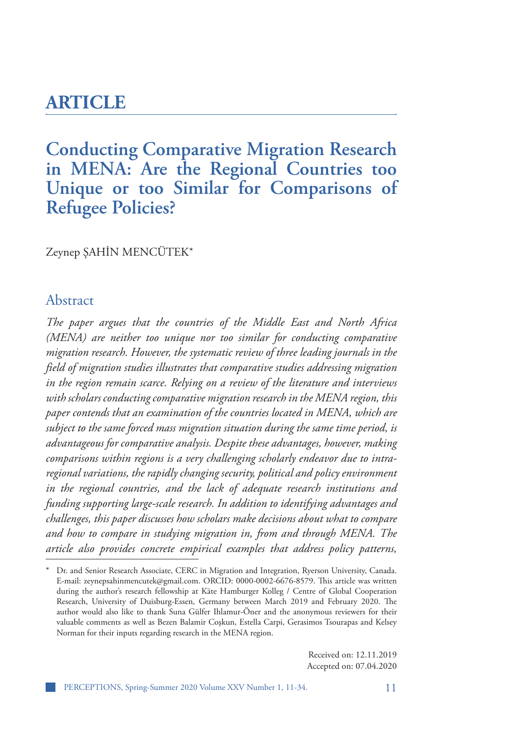# ARTICLE

## Conducting Comparative Migration Research in MENA: Are the Regional Countries too Unique or too Similar for Comparisons of Refugee Policies?

Zeynep ŞAHİN MENCÜTEK*

### Abstract

*The paper argues that the countries of the Middle East and North Africa (MENA) are neither too unique nor too similar for conducting comparative migration research. However, the systematic review of three leading journals in the field of migration studies illustrates that comparative studies addressing migration in the region remain scarce. Relying on a review of the literature and interviews with scholars conducting comparative migration research in the MENA region, this paper contends that an examination of the countries located in MENA, which are subject to the same forced mass migration situation during the same time period, is advantageous for comparative analysis. Despite these advantages, however, making comparisons within regions is a very challenging scholarly endeavor due to intra-regional variations, the rapidly changing security, political and policy environment in the regional countries, and the lack of adequate research institutions and funding supporting large-scale research. In addition to identifying advantages and challenges, this paper discusses how scholars make decisions about what to compare and how to compare in studying migration in, from and through MENA. The article also provides concrete empirical examples that address policy patterns,*

---

\* Dr. and Senior Research Associate, CERC in Migration and Integration, Ryerson University, Canada. E-mail: zeynepsahinmencutek@gmail.com. ORCID: 0000-0002-6676-8579. This article was written during the author's research fellowship at Käte Hamburger Kolleg / Centre of Global Cooperation Research, University of Duisburg-Essen, Germany between March 2019 and February 2020. The author would also like to thank Suna Gülfer Ihlamur-Öner and the anonymous reviewers for their valuable comments as well as Bezen Balamir Coşkun, Estella Carpi, Gerasimos Tsourapas and Kelsey Norman for their inputs regarding research in the MENA region.

Received on: 12.11.2019
Accepted on: 07.04.2020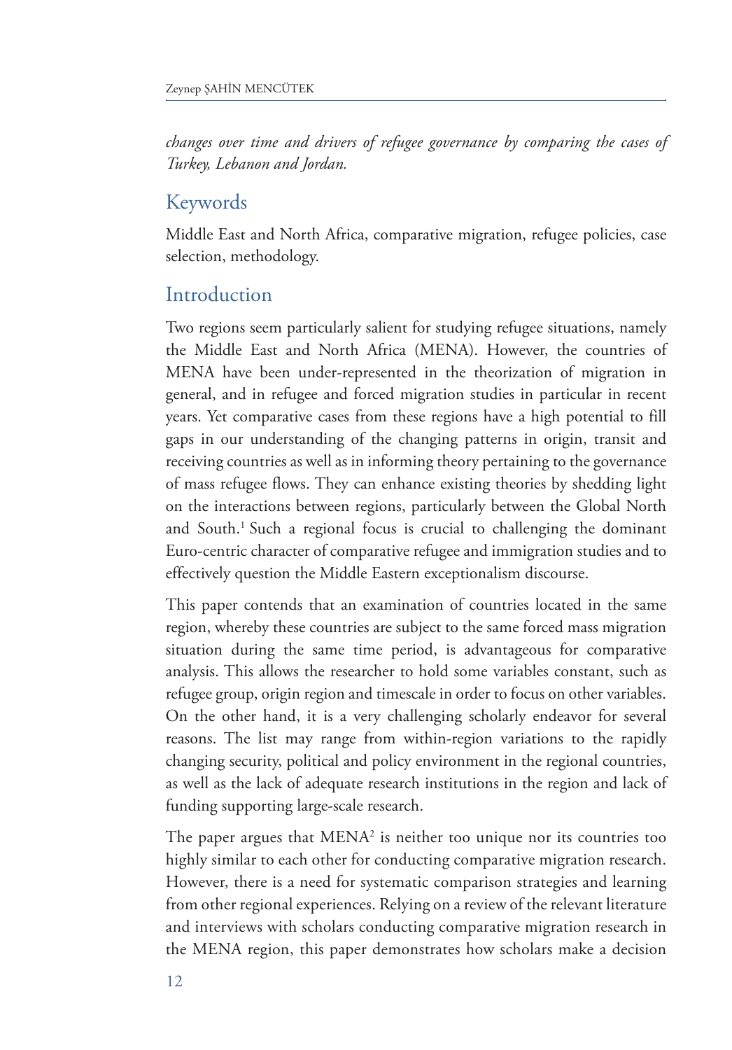*changes over time and drivers of refugee governance by comparing the cases of Turkey, Lebanon and Jordan.*

## Keywords

Middle East and North Africa, comparative migration, refugee policies, case selection, methodology.

## Introduction

Two regions seem particularly salient for studying refugee situations, namely the Middle East and North Africa (MENA). However, the countries of MENA have been under-represented in the theorization of migration in general, and in refugee and forced migration studies in particular in recent years. Yet comparative cases from these regions have a high potential to fill gaps in our understanding of the changing patterns in origin, transit and receiving countries as well as in informing theory pertaining to the governance of mass refugee flows. They can enhance existing theories by shedding light on the interactions between regions, particularly between the Global North and South.[1] Such a regional focus is crucial to challenging the dominant Euro-centric character of comparative refugee and immigration studies and to effectively question the Middle Eastern exceptionalism discourse.

This paper contends that an examination of countries located in the same region, whereby these countries are subject to the same forced mass migration situation during the same time period, is advantageous for comparative analysis. This allows the researcher to hold some variables constant, such as refugee group, origin region and timescale in order to focus on other variables. On the other hand, it is a very challenging scholarly endeavor for several reasons. The list may range from within-region variations to the rapidly changing security, political and policy environment in the regional countries, as well as the lack of adequate research institutions in the region and lack of funding supporting large-scale research.

The paper argues that MENA[2] is neither too unique nor its countries too highly similar to each other for conducting comparative migration research. However, there is a need for systematic comparison strategies and learning from other regional experiences. Relying on a review of the relevant literature and interviews with scholars conducting comparative migration research in the MENA region, this paper demonstrates how scholars make a decision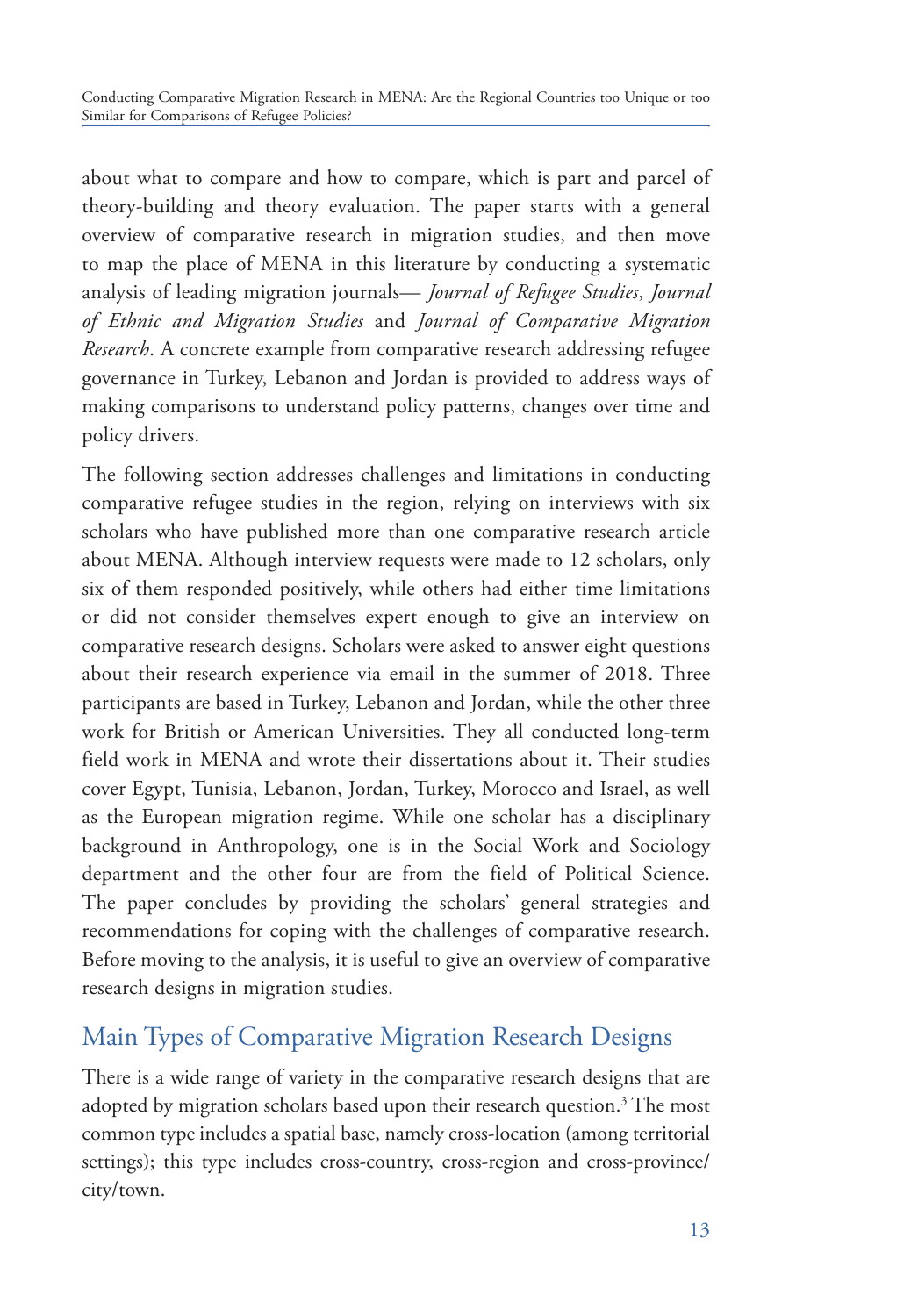about what to compare and how to compare, which is part and parcel of theory-building and theory evaluation. The paper starts with a general overview of comparative research in migration studies, and then move to map the place of MENA in this literature by conducting a systematic analysis of leading migration journals— *Journal of Refugee Studies*, *Journal of Ethnic and Migration Studies* and *Journal of Comparative Migration Research*. A concrete example from comparative research addressing refugee governance in Turkey, Lebanon and Jordan is provided to address ways of making comparisons to understand policy patterns, changes over time and policy drivers.

The following section addresses challenges and limitations in conducting comparative refugee studies in the region, relying on interviews with six scholars who have published more than one comparative research article about MENA. Although interview requests were made to 12 scholars, only six of them responded positively, while others had either time limitations or did not consider themselves expert enough to give an interview on comparative research designs. Scholars were asked to answer eight questions about their research experience via email in the summer of 2018. Three participants are based in Turkey, Lebanon and Jordan, while the other three work for British or American Universities. They all conducted long-term field work in MENA and wrote their dissertations about it. Their studies cover Egypt, Tunisia, Lebanon, Jordan, Turkey, Morocco and Israel, as well as the European migration regime. While one scholar has a disciplinary background in Anthropology, one is in the Social Work and Sociology department and the other four are from the field of Political Science. The paper concludes by providing the scholars' general strategies and recommendations for coping with the challenges of comparative research. Before moving to the analysis, it is useful to give an overview of comparative research designs in migration studies.

## Main Types of Comparative Migration Research Designs

There is a wide range of variety in the comparative research designs that are adopted by migration scholars based upon their research question.[3] The most common type includes a spatial base, namely cross-location (among territorial settings); this type includes cross-country, cross-region and cross-province/city/town.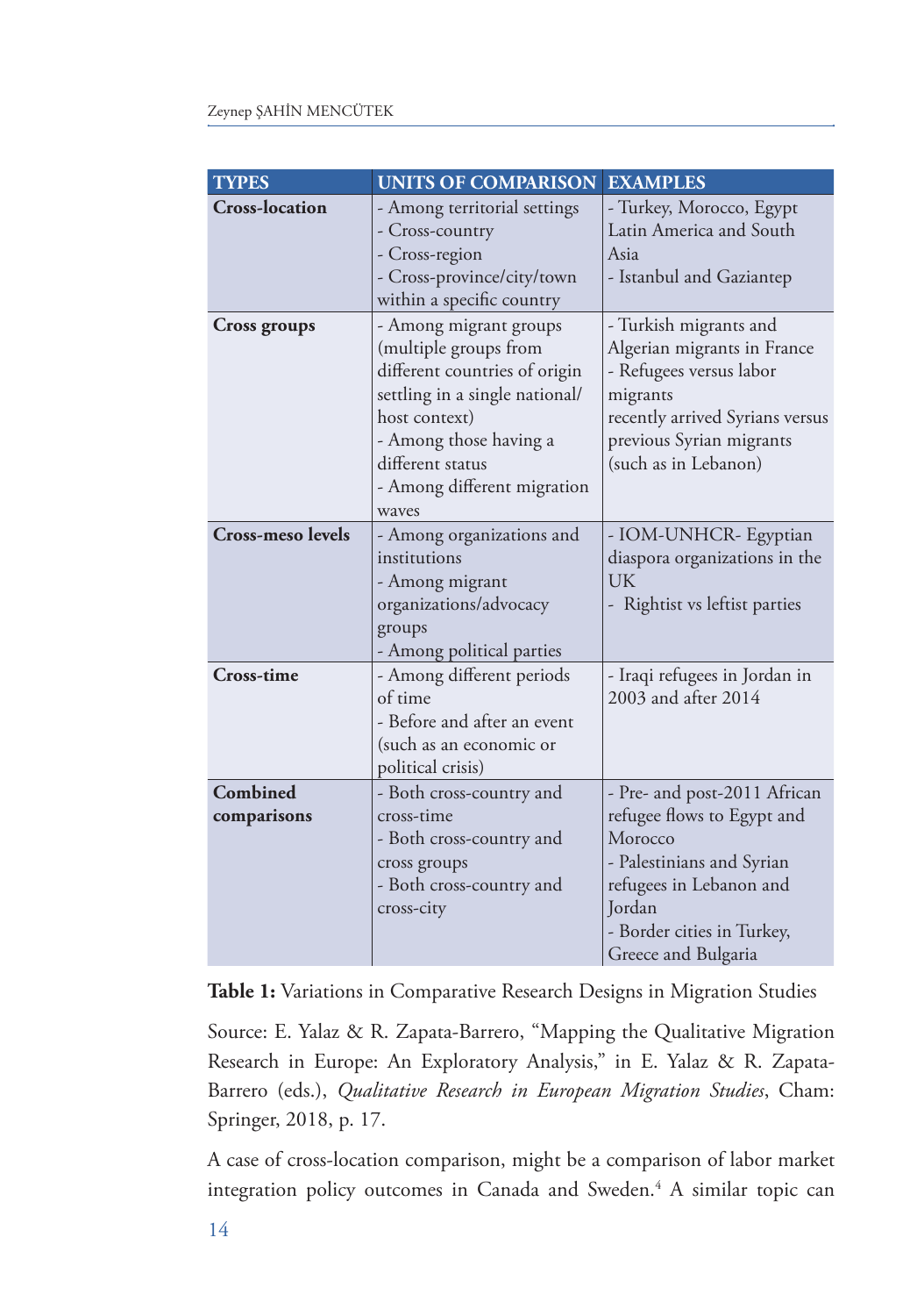| TYPES | UNITS OF COMPARISON | EXAMPLES |
|---|---|---|
| **Cross-location** | - Among territorial settings<br>- Cross-country<br>- Cross-region<br>- Cross-province/city/town within a specific country | - Turkey, Morocco, Egypt<br>Latin America and South Asia<br>- Istanbul and Gaziantep |
| **Cross groups** | - Among migrant groups (multiple groups from different countries of origin settling in a single national/ host context)<br>- Among those having a different status<br>- Among different migration waves | - Turkish migrants and Algerian migrants in France<br>- Refugees versus labor migrants<br>recently arrived Syrians versus previous Syrian migrants (such as in Lebanon) |
| **Cross-meso levels** | - Among organizations and institutions<br>- Among migrant organizations/advocacy groups<br>- Among political parties | - IOM-UNHCR- Egyptian diaspora organizations in the UK<br>- Rightist vs leftist parties |
| **Cross-time** | - Among different periods of time<br>- Before and after an event (such as an economic or political crisis) | - Iraqi refugees in Jordan in 2003 and after 2014 |
| **Combined comparisons** | - Both cross-country and cross-time<br>- Both cross-country and cross groups<br>- Both cross-country and cross-city | - Pre- and post-2011 African refugee flows to Egypt and Morocco<br>- Palestinians and Syrian refugees in Lebanon and Jordan<br>- Border cities in Turkey, Greece and Bulgaria |

**Table 1:** Variations in Comparative Research Designs in Migration Studies

Source: E. Yalaz & R. Zapata-Barrero, "Mapping the Qualitative Migration Research in Europe: An Exploratory Analysis," in E. Yalaz & R. Zapata-Barrero (eds.), *Qualitative Research in European Migration Studies*, Cham: Springer, 2018, p. 17.

A case of cross-location comparison, might be a comparison of labor market integration policy outcomes in Canada and Sweden.[4] A similar topic can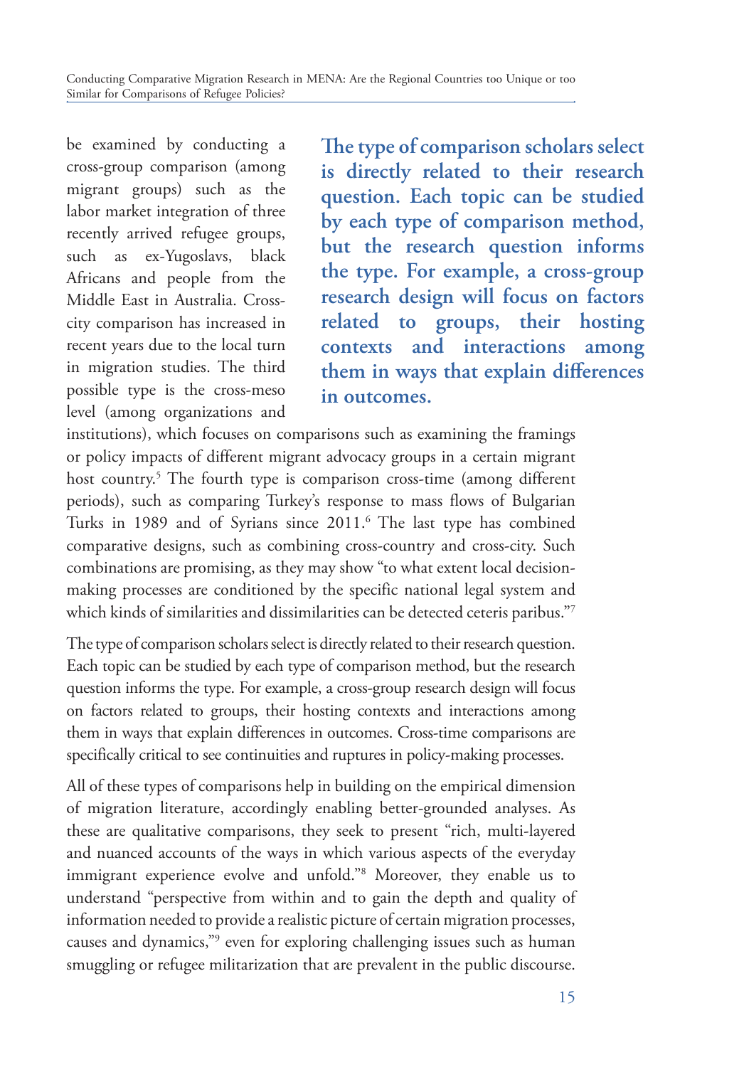be examined by conducting a cross-group comparison (among migrant groups) such as the labor market integration of three recently arrived refugee groups, such as ex-Yugoslavs, black Africans and people from the Middle East in Australia. Cross-city comparison has increased in recent years due to the local turn in migration studies. The third possible type is the cross-meso level (among organizations and institutions), which focuses on comparisons such as examining the framings or policy impacts of different migrant advocacy groups in a certain migrant host country.[5] The fourth type is comparison cross-time (among different periods), such as comparing Turkey's response to mass flows of Bulgarian Turks in 1989 and of Syrians since 2011.[6] The last type has combined comparative designs, such as combining cross-country and cross-city. Such combinations are promising, as they may show "to what extent local decision-making processes are conditioned by the specific national legal system and which kinds of similarities and dissimilarities can be detected ceteris paribus."[7]

**The type of comparison scholars select is directly related to their research question. Each topic can be studied by each type of comparison method, but the research question informs the type. For example, a cross-group research design will focus on factors related to groups, their hosting contexts and interactions among them in ways that explain differences in outcomes.**

The type of comparison scholars select is directly related to their research question. Each topic can be studied by each type of comparison method, but the research question informs the type. For example, a cross-group research design will focus on factors related to groups, their hosting contexts and interactions among them in ways that explain differences in outcomes. Cross-time comparisons are specifically critical to see continuities and ruptures in policy-making processes.

All of these types of comparisons help in building on the empirical dimension of migration literature, accordingly enabling better-grounded analyses. As these are qualitative comparisons, they seek to present "rich, multi-layered and nuanced accounts of the ways in which various aspects of the everyday immigrant experience evolve and unfold."[8] Moreover, they enable us to understand "perspective from within and to gain the depth and quality of information needed to provide a realistic picture of certain migration processes, causes and dynamics,"[9] even for exploring challenging issues such as human smuggling or refugee militarization that are prevalent in the public discourse.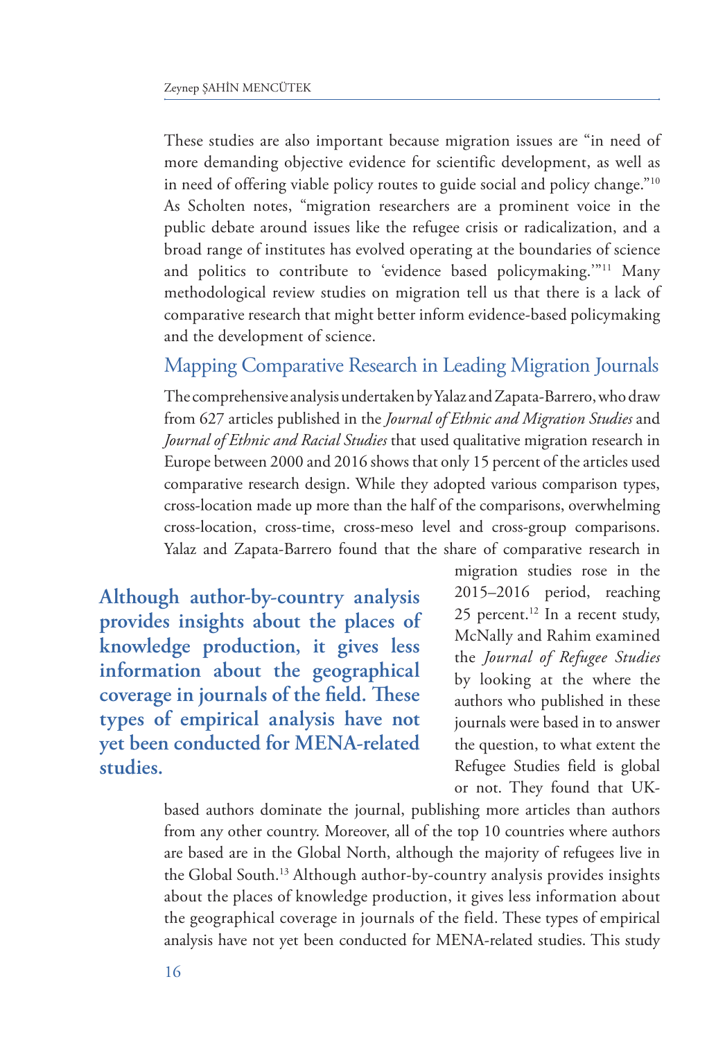These studies are also important because migration issues are "in need of more demanding objective evidence for scientific development, as well as in need of offering viable policy routes to guide social and policy change."[10] As Scholten notes, "migration researchers are a prominent voice in the public debate around issues like the refugee crisis or radicalization, and a broad range of institutes has evolved operating at the boundaries of science and politics to contribute to 'evidence based policymaking.'"[11] Many methodological review studies on migration tell us that there is a lack of comparative research that might better inform evidence-based policymaking and the development of science.

## Mapping Comparative Research in Leading Migration Journals

The comprehensive analysis undertaken by Yalaz and Zapata-Barrero, who draw from 627 articles published in the *Journal of Ethnic and Migration Studies* and *Journal of Ethnic and Racial Studies* that used qualitative migration research in Europe between 2000 and 2016 shows that only 15 percent of the articles used comparative research design. While they adopted various comparison types, cross-location made up more than the half of the comparisons, overwhelming cross-location, cross-time, cross-meso level and cross-group comparisons. Yalaz and Zapata-Barrero found that the share of comparative research in migration studies rose in the 2015–2016 period, reaching 25 percent.[12] In a recent study, McNally and Rahim examined the *Journal of Refugee Studies* by looking at the where the authors who published in these journals were based in to answer the question, to what extent the Refugee Studies field is global or not. They found that UK-based authors dominate the journal, publishing more articles than authors from any other country. Moreover, all of the top 10 countries where authors are based are in the Global North, although the majority of refugees live in the Global South.[13] Although author-by-country analysis provides insights about the places of knowledge production, it gives less information about the geographical coverage in journals of the field. These types of empirical analysis have not yet been conducted for MENA-related studies. This study

**Although author-by-country analysis provides insights about the places of knowledge production, it gives less information about the geographical coverage in journals of the field. These types of empirical analysis have not yet been conducted for MENA-related studies.**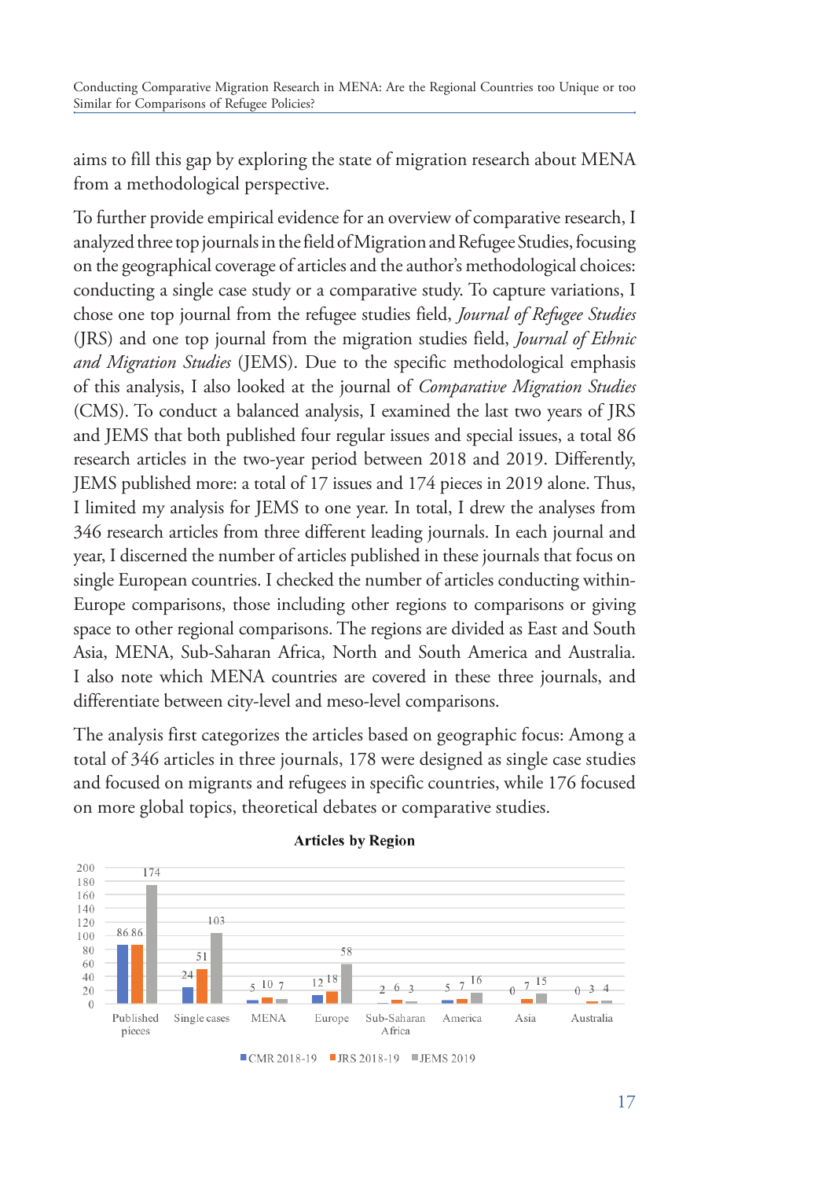aims to fill this gap by exploring the state of migration research about MENA from a methodological perspective.

To further provide empirical evidence for an overview of comparative research, I analyzed three top journals in the field of Migration and Refugee Studies, focusing on the geographical coverage of articles and the author's methodological choices: conducting a single case study or a comparative study. To capture variations, I chose one top journal from the refugee studies field, *Journal of Refugee Studies* (JRS) and one top journal from the migration studies field, *Journal of Ethnic and Migration Studies* (JEMS). Due to the specific methodological emphasis of this analysis, I also looked at the journal of *Comparative Migration Studies* (CMS). To conduct a balanced analysis, I examined the last two years of JRS and JEMS that both published four regular issues and special issues, a total 86 research articles in the two-year period between 2018 and 2019. Differently, JEMS published more: a total of 17 issues and 174 pieces in 2019 alone. Thus, I limited my analysis for JEMS to one year. In total, I drew the analyses from 346 research articles from three different leading journals. In each journal and year, I discerned the number of articles published in these journals that focus on single European countries. I checked the number of articles conducting within-Europe comparisons, those including other regions to comparisons or giving space to other regional comparisons. The regions are divided as East and South Asia, MENA, Sub-Saharan Africa, North and South America and Australia. I also note which MENA countries are covered in these three journals, and differentiate between city-level and meso-level comparisons.

The analysis first categorizes the articles based on geographic focus: Among a total of 346 articles in three journals, 178 were designed as single case studies and focused on migrants and refugees in specific countries, while 176 focused on more global topics, theoretical debates or comparative studies.

**Articles by Region**

| | CMR 2018-19 | JRS 2018-19 | JEMS 2019 |
|---|---|---|---|
| Published pieces | 86 | 86 | 174 |
| Single cases | 24 | 51 | 103 |
| MENA | 5 | 10 | 7 |
| Europe | 12 | 18 | 58 |
| Sub-Saharan Africa | 2 | 6 | 3 |
| America | 5 | 7 | 16 |
| Asia | 0 | 7 | 15 |
| Australia | 0 | 3 | 4 |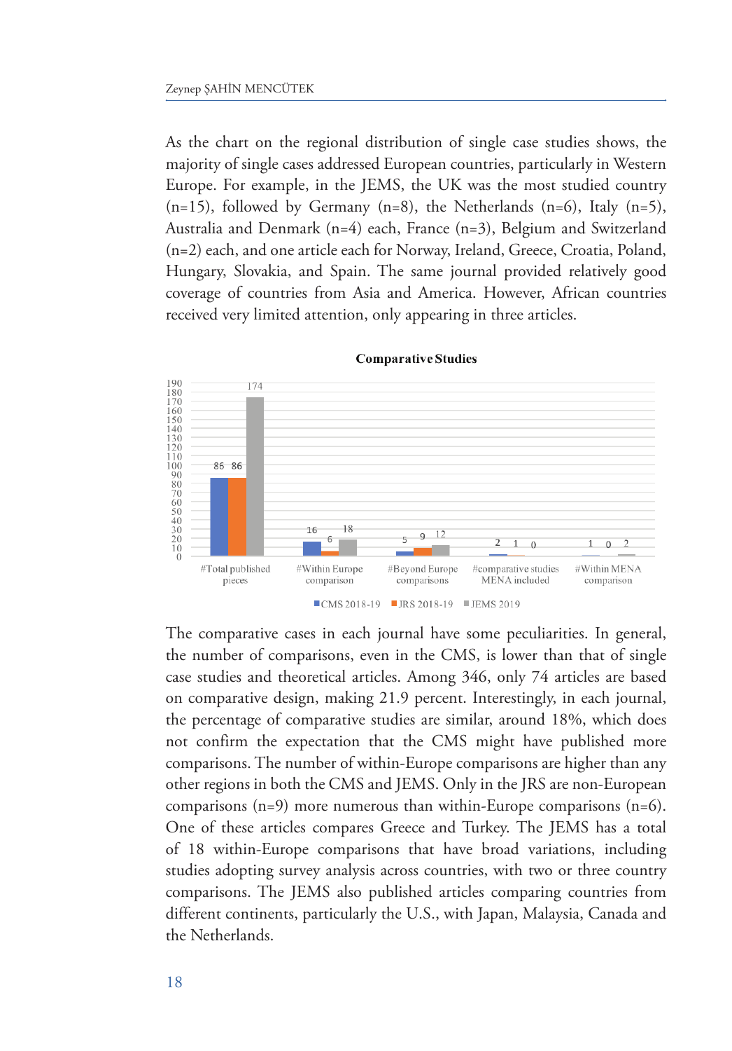As the chart on the regional distribution of single case studies shows, the majority of single cases addressed European countries, particularly in Western Europe. For example, in the JEMS, the UK was the most studied country (n=15), followed by Germany (n=8), the Netherlands (n=6), Italy (n=5), Australia and Denmark (n=4) each, France (n=3), Belgium and Switzerland (n=2) each, and one article each for Norway, Ireland, Greece, Croatia, Poland, Hungary, Slovakia, and Spain. The same journal provided relatively good coverage of countries from Asia and America. However, African countries received very limited attention, only appearing in three articles.

**Comparative Studies**

| | CMS 2018-19 | JRS 2018-19 | JEMS 2019 |
|---|---|---|---|
| #Total published pieces | 86 | 86 | 174 |
| #Within Europe comparison | 16 | 6 | 18 |
| #Beyond Europe comparisons | 5 | 9 | 12 |
| #comparative studies MENA included | 2 | 1 | 0 |
| #Within MENA comparison | 1 | 0 | 2 |

The comparative cases in each journal have some peculiarities. In general, the number of comparisons, even in the CMS, is lower than that of single case studies and theoretical articles. Among 346, only 74 articles are based on comparative design, making 21.9 percent. Interestingly, in each journal, the percentage of comparative studies are similar, around 18%, which does not confirm the expectation that the CMS might have published more comparisons. The number of within-Europe comparisons are higher than any other regions in both the CMS and JEMS. Only in the JRS are non-European comparisons (n=9) more numerous than within-Europe comparisons (n=6). One of these articles compares Greece and Turkey. The JEMS has a total of 18 within-Europe comparisons that have broad variations, including studies adopting survey analysis across countries, with two or three country comparisons. The JEMS also published articles comparing countries from different continents, particularly the U.S., with Japan, Malaysia, Canada and the Netherlands.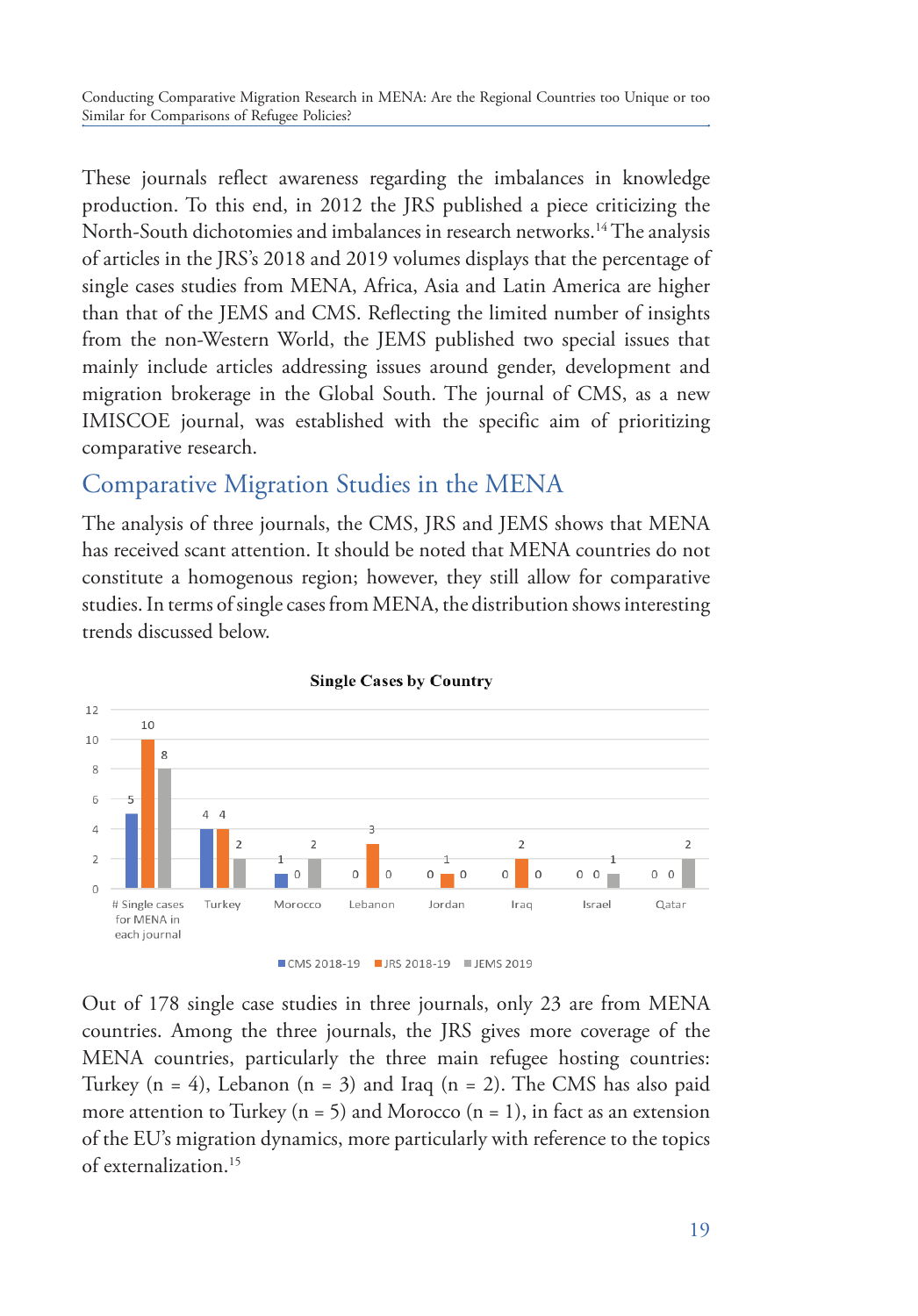These journals reflect awareness regarding the imbalances in knowledge production. To this end, in 2012 the JRS published a piece criticizing the North-South dichotomies and imbalances in research networks.[14] The analysis of articles in the JRS's 2018 and 2019 volumes displays that the percentage of single cases studies from MENA, Africa, Asia and Latin America are higher than that of the JEMS and CMS. Reflecting the limited number of insights from the non-Western World, the JEMS published two special issues that mainly include articles addressing issues around gender, development and migration brokerage in the Global South. The journal of CMS, as a new IMISCOE journal, was established with the specific aim of prioritizing comparative research.

## Comparative Migration Studies in the MENA

The analysis of three journals, the CMS, JRS and JEMS shows that MENA has received scant attention. It should be noted that MENA countries do not constitute a homogenous region; however, they still allow for comparative studies. In terms of single cases from MENA, the distribution shows interesting trends discussed below.

**Single Cases by Country**

| | CMS 2018-19 | JRS 2018-19 | JEMS 2019 |
|---|---|---|---|
| # Single cases for MENA in each journal | 5 | 10 | 8 |
| Turkey | 4 | 4 | 2 |
| Morocco | 1 | 0 | 2 |
| Lebanon | 0 | 3 | 0 |
| Jordan | 0 | 1 | 0 |
| Iraq | 0 | 2 | 0 |
| Israel | 0 | 0 | 1 |
| Qatar | 0 | 0 | 2 |

Out of 178 single case studies in three journals, only 23 are from MENA countries. Among the three journals, the JRS gives more coverage of the MENA countries, particularly the three main refugee hosting countries: Turkey (n = 4), Lebanon (n = 3) and Iraq (n = 2). The CMS has also paid more attention to Turkey (n = 5) and Morocco (n = 1), in fact as an extension of the EU's migration dynamics, more particularly with reference to the topics of externalization.[15]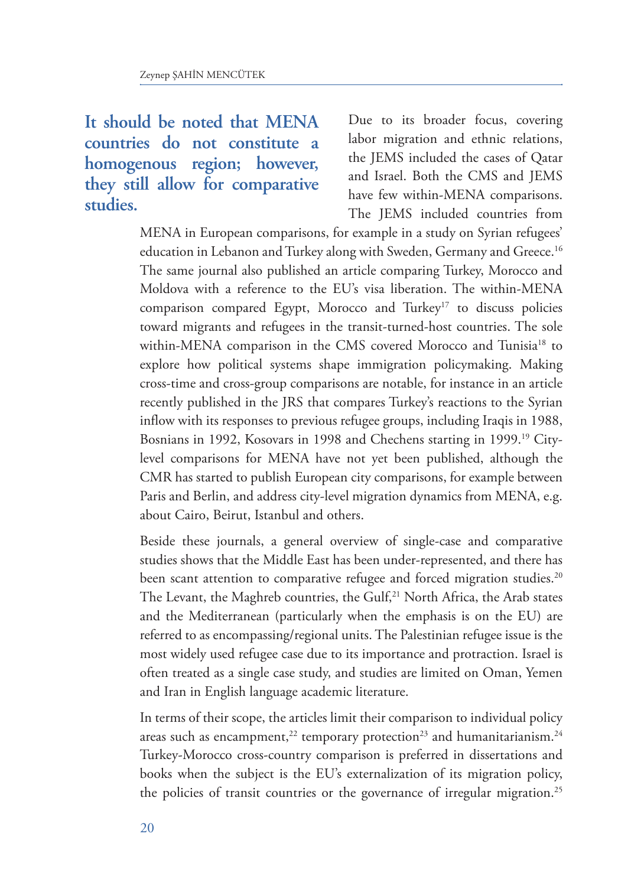**It should be noted that MENA countries do not constitute a homogenous region; however, they still allow for comparative studies.**

Due to its broader focus, covering labor migration and ethnic relations, the JEMS included the cases of Qatar and Israel. Both the CMS and JEMS have few within-MENA comparisons. The JEMS included countries from MENA in European comparisons, for example in a study on Syrian refugees' education in Lebanon and Turkey along with Sweden, Germany and Greece.[16] The same journal also published an article comparing Turkey, Morocco and Moldova with a reference to the EU's visa liberation. The within-MENA comparison compared Egypt, Morocco and Turkey[17] to discuss policies toward migrants and refugees in the transit-turned-host countries. The sole within-MENA comparison in the CMS covered Morocco and Tunisia[18] to explore how political systems shape immigration policymaking. Making cross-time and cross-group comparisons are notable, for instance in an article recently published in the JRS that compares Turkey's reactions to the Syrian inflow with its responses to previous refugee groups, including Iraqis in 1988, Bosnians in 1992, Kosovars in 1998 and Chechens starting in 1999.[19] City-level comparisons for MENA have not yet been published, although the CMR has started to publish European city comparisons, for example between Paris and Berlin, and address city-level migration dynamics from MENA, e.g. about Cairo, Beirut, Istanbul and others.

Beside these journals, a general overview of single-case and comparative studies shows that the Middle East has been under-represented, and there has been scant attention to comparative refugee and forced migration studies.[20] The Levant, the Maghreb countries, the Gulf,[21] North Africa, the Arab states and the Mediterranean (particularly when the emphasis is on the EU) are referred to as encompassing/regional units. The Palestinian refugee issue is the most widely used refugee case due to its importance and protraction. Israel is often treated as a single case study, and studies are limited on Oman, Yemen and Iran in English language academic literature.

In terms of their scope, the articles limit their comparison to individual policy areas such as encampment,[22] temporary protection[23] and humanitarianism.[24] Turkey-Morocco cross-country comparison is preferred in dissertations and books when the subject is the EU's externalization of its migration policy, the policies of transit countries or the governance of irregular migration.[25]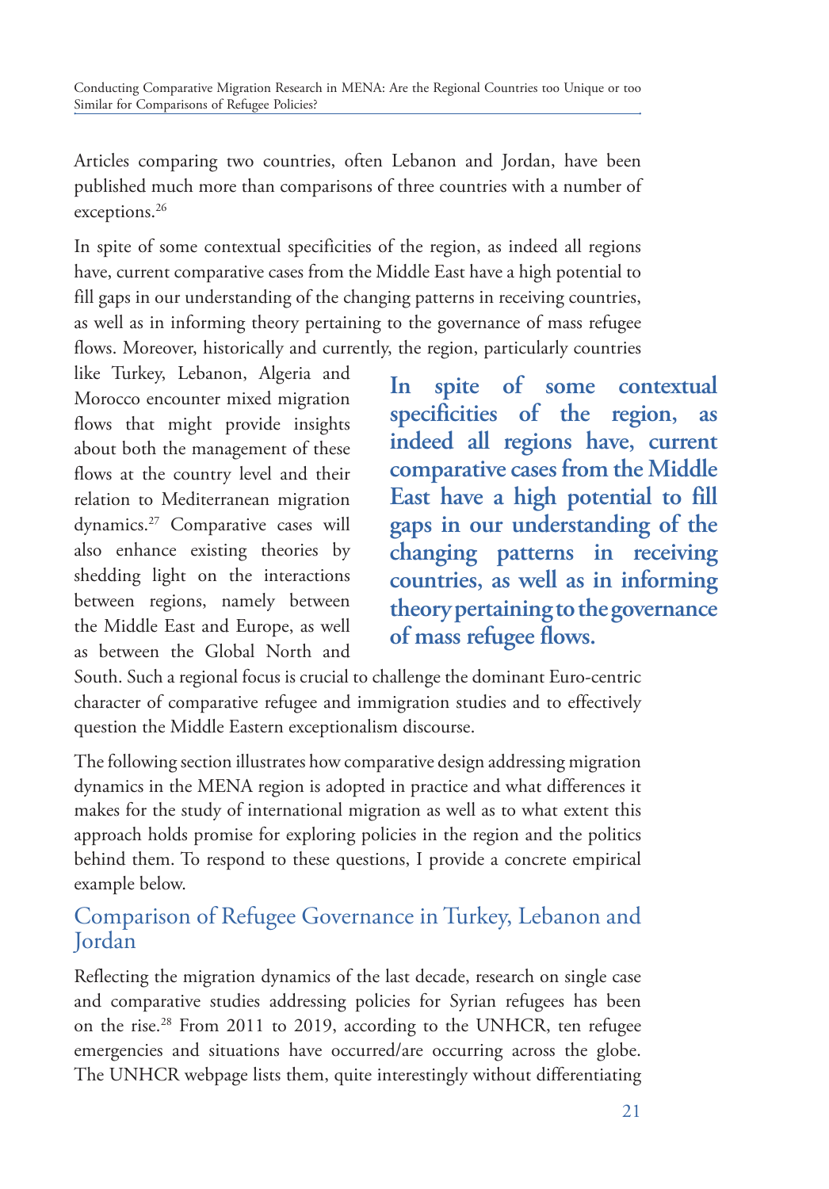Articles comparing two countries, often Lebanon and Jordan, have been published much more than comparisons of three countries with a number of exceptions.[26]

In spite of some contextual specificities of the region, as indeed all regions have, current comparative cases from the Middle East have a high potential to fill gaps in our understanding of the changing patterns in receiving countries, as well as in informing theory pertaining to the governance of mass refugee flows. Moreover, historically and currently, the region, particularly countries like Turkey, Lebanon, Algeria and Morocco encounter mixed migration flows that might provide insights about both the management of these flows at the country level and their relation to Mediterranean migration dynamics.[27] Comparative cases will also enhance existing theories by shedding light on the interactions between regions, namely between the Middle East and Europe, as well as between the Global North and South. Such a regional focus is crucial to challenge the dominant Euro-centric character of comparative refugee and immigration studies and to effectively question the Middle Eastern exceptionalism discourse.

> **In spite of some contextual specificities of the region, as indeed all regions have, current comparative cases from the Middle East have a high potential to fill gaps in our understanding of the changing patterns in receiving countries, as well as in informing theory pertaining to the governance of mass refugee flows.**

The following section illustrates how comparative design addressing migration dynamics in the MENA region is adopted in practice and what differences it makes for the study of international migration as well as to what extent this approach holds promise for exploring policies in the region and the politics behind them. To respond to these questions, I provide a concrete empirical example below.

## Comparison of Refugee Governance in Turkey, Lebanon and Jordan

Reflecting the migration dynamics of the last decade, research on single case and comparative studies addressing policies for Syrian refugees has been on the rise.[28] From 2011 to 2019, according to the UNHCR, ten refugee emergencies and situations have occurred/are occurring across the globe. The UNHCR webpage lists them, quite interestingly without differentiating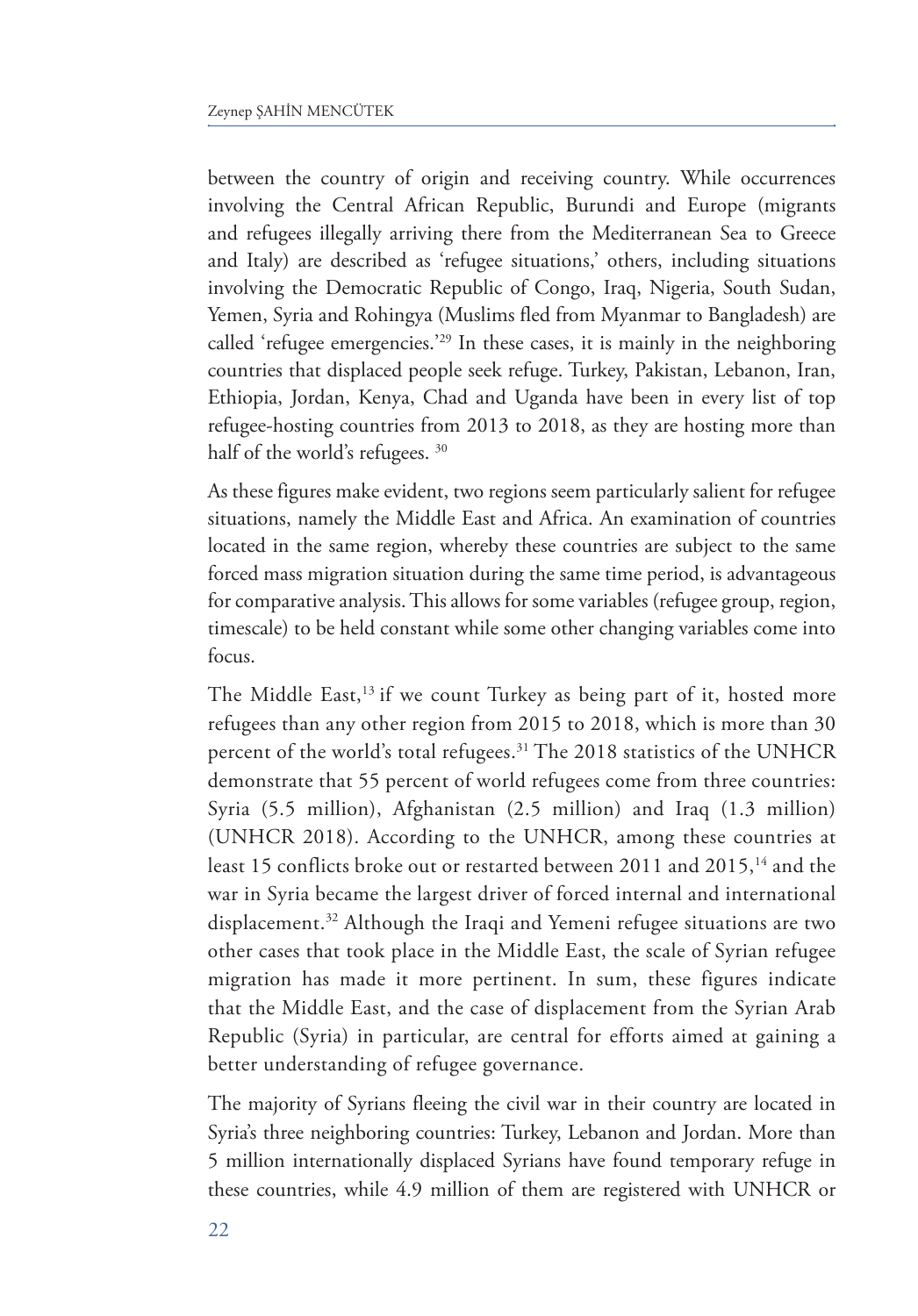between the country of origin and receiving country. While occurrences involving the Central African Republic, Burundi and Europe (migrants and refugees illegally arriving there from the Mediterranean Sea to Greece and Italy) are described as 'refugee situations,' others, including situations involving the Democratic Republic of Congo, Iraq, Nigeria, South Sudan, Yemen, Syria and Rohingya (Muslims fled from Myanmar to Bangladesh) are called 'refugee emergencies.'[29] In these cases, it is mainly in the neighboring countries that displaced people seek refuge. Turkey, Pakistan, Lebanon, Iran, Ethiopia, Jordan, Kenya, Chad and Uganda have been in every list of top refugee-hosting countries from 2013 to 2018, as they are hosting more than half of the world's refugees. [30]

As these figures make evident, two regions seem particularly salient for refugee situations, namely the Middle East and Africa. An examination of countries located in the same region, whereby these countries are subject to the same forced mass migration situation during the same time period, is advantageous for comparative analysis. This allows for some variables (refugee group, region, timescale) to be held constant while some other changing variables come into focus.

The Middle East,[13] if we count Turkey as being part of it, hosted more refugees than any other region from 2015 to 2018, which is more than 30 percent of the world's total refugees.[31] The 2018 statistics of the UNHCR demonstrate that 55 percent of world refugees come from three countries: Syria (5.5 million), Afghanistan (2.5 million) and Iraq (1.3 million) (UNHCR 2018). According to the UNHCR, among these countries at least 15 conflicts broke out or restarted between 2011 and 2015,[14] and the war in Syria became the largest driver of forced internal and international displacement.[32] Although the Iraqi and Yemeni refugee situations are two other cases that took place in the Middle East, the scale of Syrian refugee migration has made it more pertinent. In sum, these figures indicate that the Middle East, and the case of displacement from the Syrian Arab Republic (Syria) in particular, are central for efforts aimed at gaining a better understanding of refugee governance.

The majority of Syrians fleeing the civil war in their country are located in Syria's three neighboring countries: Turkey, Lebanon and Jordan. More than 5 million internationally displaced Syrians have found temporary refuge in these countries, while 4.9 million of them are registered with UNHCR or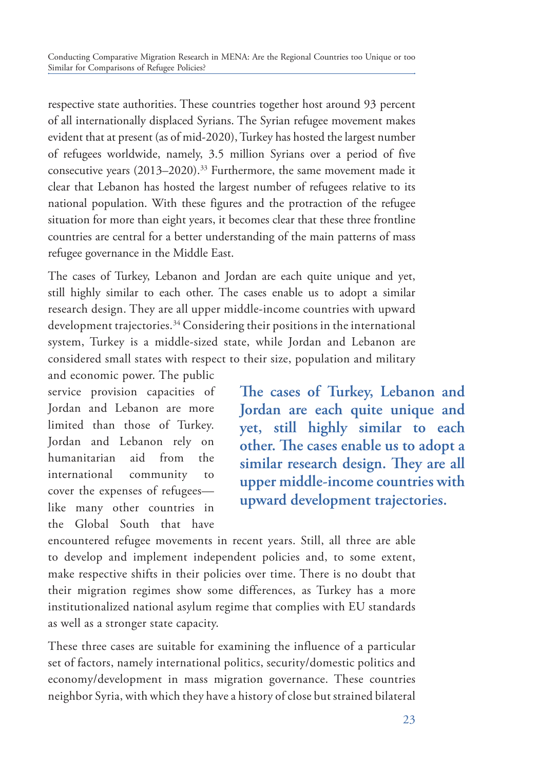respective state authorities. These countries together host around 93 percent of all internationally displaced Syrians. The Syrian refugee movement makes evident that at present (as of mid-2020), Turkey has hosted the largest number of refugees worldwide, namely, 3.5 million Syrians over a period of five consecutive years (2013–2020).[33] Furthermore, the same movement made it clear that Lebanon has hosted the largest number of refugees relative to its national population. With these figures and the protraction of the refugee situation for more than eight years, it becomes clear that these three frontline countries are central for a better understanding of the main patterns of mass refugee governance in the Middle East.

The cases of Turkey, Lebanon and Jordan are each quite unique and yet, still highly similar to each other. The cases enable us to adopt a similar research design. They are all upper middle-income countries with upward development trajectories.[34] Considering their positions in the international system, Turkey is a middle-sized state, while Jordan and Lebanon are considered small states with respect to their size, population and military and economic power. The public service provision capacities of Jordan and Lebanon are more limited than those of Turkey. Jordan and Lebanon rely on humanitarian aid from the international community to cover the expenses of refugees—like many other countries in the Global South that have encountered refugee movements in recent years. Still, all three are able to develop and implement independent policies and, to some extent, make respective shifts in their policies over time. There is no doubt that their migration regimes show some differences, as Turkey has a more institutionalized national asylum regime that complies with EU standards as well as a stronger state capacity.

**The cases of Turkey, Lebanon and Jordan are each quite unique and yet, still highly similar to each other. The cases enable us to adopt a similar research design. They are all upper middle-income countries with upward development trajectories.**

These three cases are suitable for examining the influence of a particular set of factors, namely international politics, security/domestic politics and economy/development in mass migration governance. These countries neighbor Syria, with which they have a history of close but strained bilateral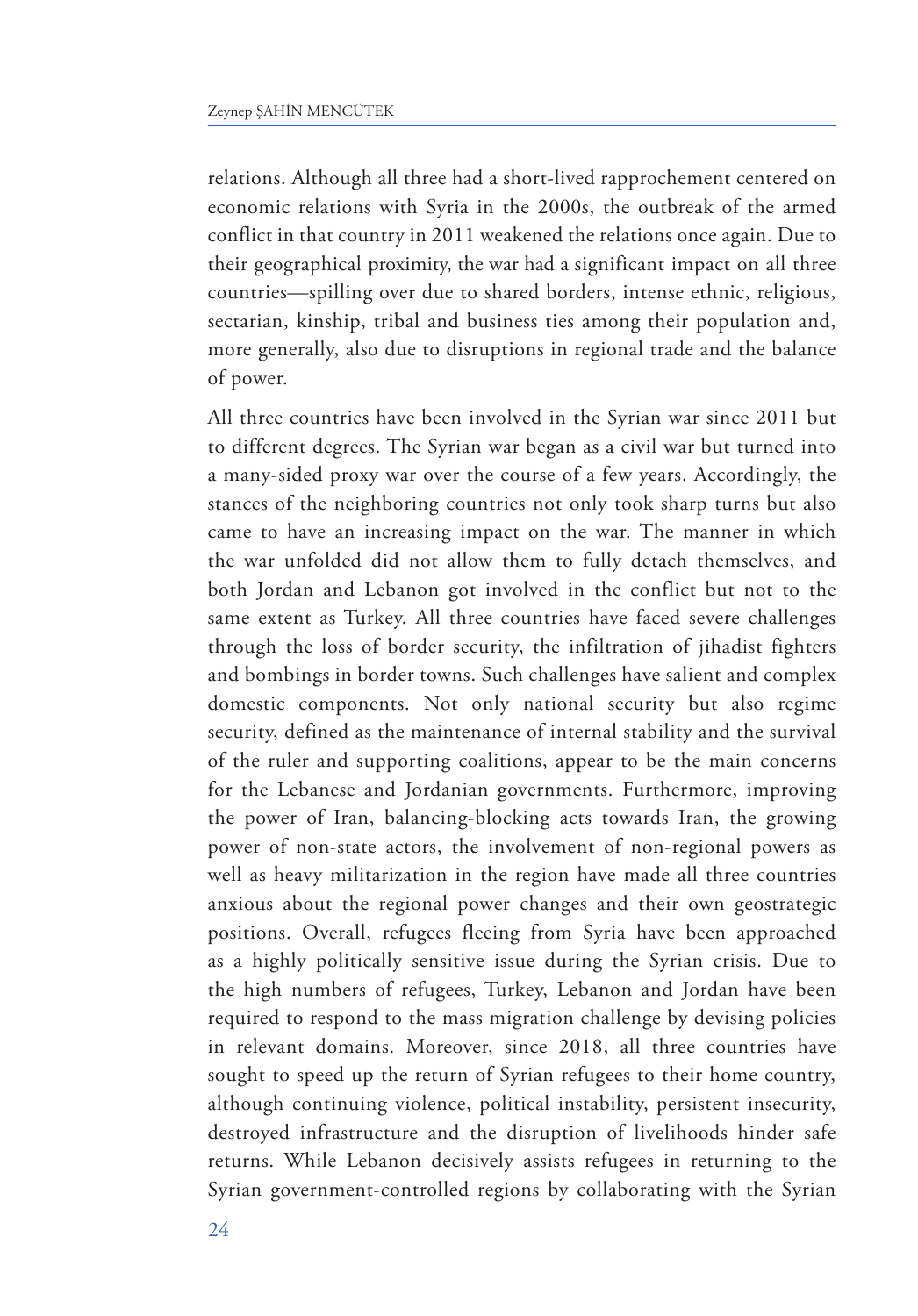relations. Although all three had a short-lived rapprochement centered on economic relations with Syria in the 2000s, the outbreak of the armed conflict in that country in 2011 weakened the relations once again. Due to their geographical proximity, the war had a significant impact on all three countries—spilling over due to shared borders, intense ethnic, religious, sectarian, kinship, tribal and business ties among their population and, more generally, also due to disruptions in regional trade and the balance of power.

All three countries have been involved in the Syrian war since 2011 but to different degrees. The Syrian war began as a civil war but turned into a many-sided proxy war over the course of a few years. Accordingly, the stances of the neighboring countries not only took sharp turns but also came to have an increasing impact on the war. The manner in which the war unfolded did not allow them to fully detach themselves, and both Jordan and Lebanon got involved in the conflict but not to the same extent as Turkey. All three countries have faced severe challenges through the loss of border security, the infiltration of jihadist fighters and bombings in border towns. Such challenges have salient and complex domestic components. Not only national security but also regime security, defined as the maintenance of internal stability and the survival of the ruler and supporting coalitions, appear to be the main concerns for the Lebanese and Jordanian governments. Furthermore, improving the power of Iran, balancing-blocking acts towards Iran, the growing power of non-state actors, the involvement of non-regional powers as well as heavy militarization in the region have made all three countries anxious about the regional power changes and their own geostrategic positions. Overall, refugees fleeing from Syria have been approached as a highly politically sensitive issue during the Syrian crisis. Due to the high numbers of refugees, Turkey, Lebanon and Jordan have been required to respond to the mass migration challenge by devising policies in relevant domains. Moreover, since 2018, all three countries have sought to speed up the return of Syrian refugees to their home country, although continuing violence, political instability, persistent insecurity, destroyed infrastructure and the disruption of livelihoods hinder safe returns. While Lebanon decisively assists refugees in returning to the Syrian government-controlled regions by collaborating with the Syrian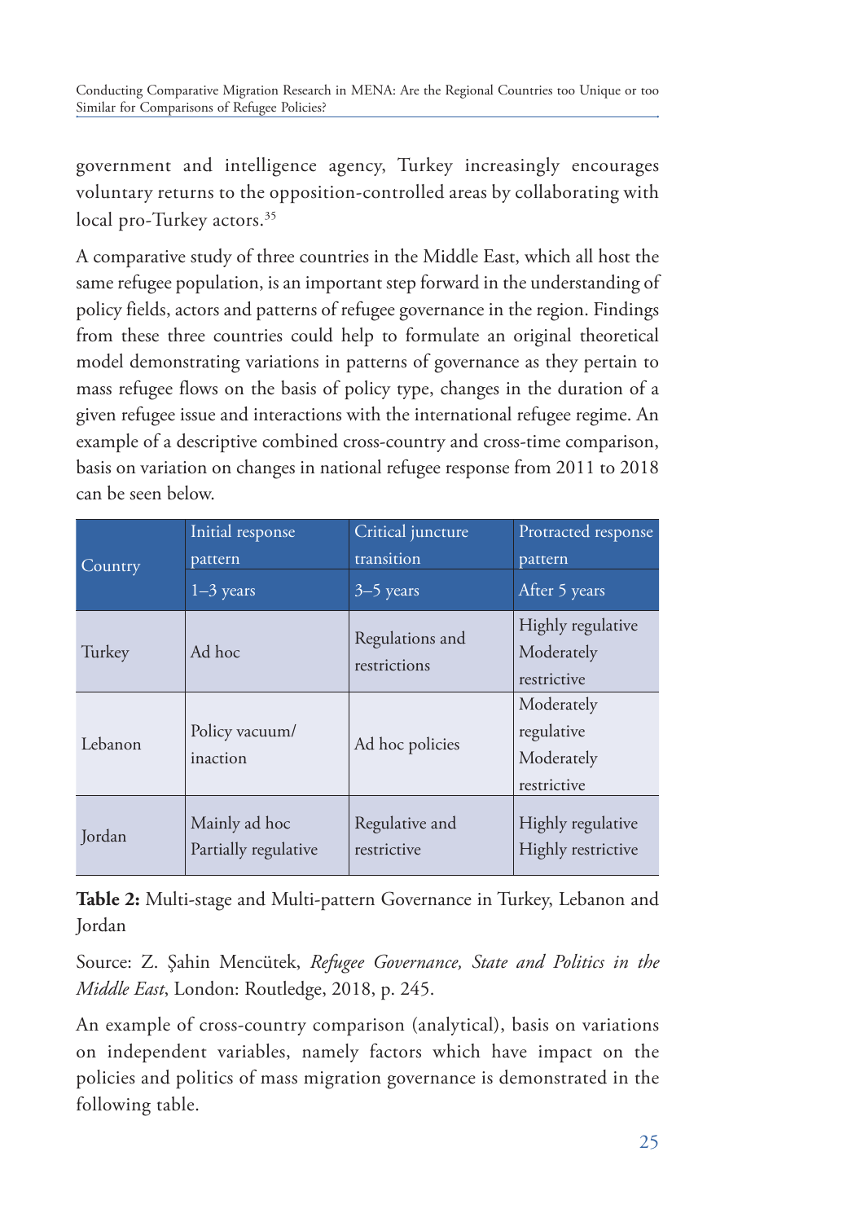government and intelligence agency, Turkey increasingly encourages voluntary returns to the opposition-controlled areas by collaborating with local pro-Turkey actors.[35]

A comparative study of three countries in the Middle East, which all host the same refugee population, is an important step forward in the understanding of policy fields, actors and patterns of refugee governance in the region. Findings from these three countries could help to formulate an original theoretical model demonstrating variations in patterns of governance as they pertain to mass refugee flows on the basis of policy type, changes in the duration of a given refugee issue and interactions with the international refugee regime. An example of a descriptive combined cross-country and cross-time comparison, basis on variation on changes in national refugee response from 2011 to 2018 can be seen below.

| Country | Initial response pattern | Critical juncture transition | Protracted response pattern |
|---|---|---|---|
| | 1–3 years | 3–5 years | After 5 years |
| Turkey | Ad hoc | Regulations and restrictions | Highly regulative Moderately restrictive |
| Lebanon | Policy vacuum/ inaction | Ad hoc policies | Moderately regulative Moderately restrictive |
| Jordan | Mainly ad hoc Partially regulative | Regulative and restrictive | Highly regulative Highly restrictive |

**Table 2:** Multi-stage and Multi-pattern Governance in Turkey, Lebanon and Jordan

Source: Z. Şahin Mencütek, *Refugee Governance, State and Politics in the Middle East*, London: Routledge, 2018, p. 245.

An example of cross-country comparison (analytical), basis on variations on independent variables, namely factors which have impact on the policies and politics of mass migration governance is demonstrated in the following table.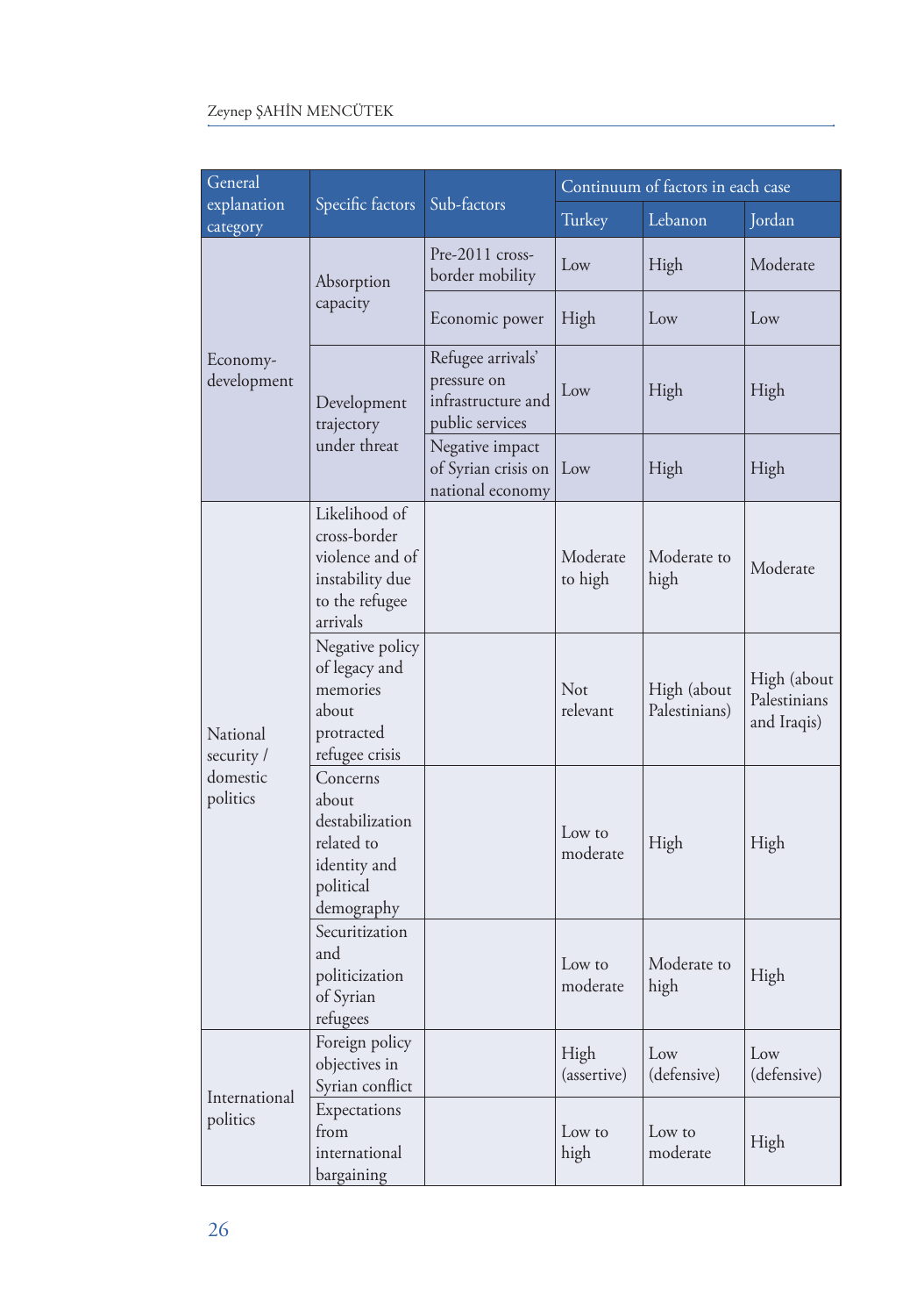| General explanation category | Specific factors | Sub-factors | Continuum of factors in each case | | |
|---|---|---|---|---|---|
| | | | Turkey | Lebanon | Jordan |
| Economy-development | Absorption capacity | Pre-2011 cross-border mobility | Low | High | Moderate |
| | | Economic power | High | Low | Low |
| | Development trajectory under threat | Refugee arrivals' pressure on infrastructure and public services | Low | High | High |
| | | Negative impact of Syrian crisis on national economy | Low | High | High |
| National security / domestic politics | Likelihood of cross-border violence and of instability due to the refugee arrivals | | Moderate to high | Moderate to high | Moderate |
| | Negative policy of legacy and memories about protracted refugee crisis | | Not relevant | High (about Palestinians) | High (about Palestinians and Iraqis) |
| | Concerns about destabilization related to identity and political demography | | Low to moderate | High | High |
| | Securitization and politicization of Syrian refugees | | Low to moderate | Moderate to high | High |
| International politics | Foreign policy objectives in Syrian conflict | | High (assertive) | Low (defensive) | Low (defensive) |
| | Expectations from international bargaining | | Low to high | Low to moderate | High |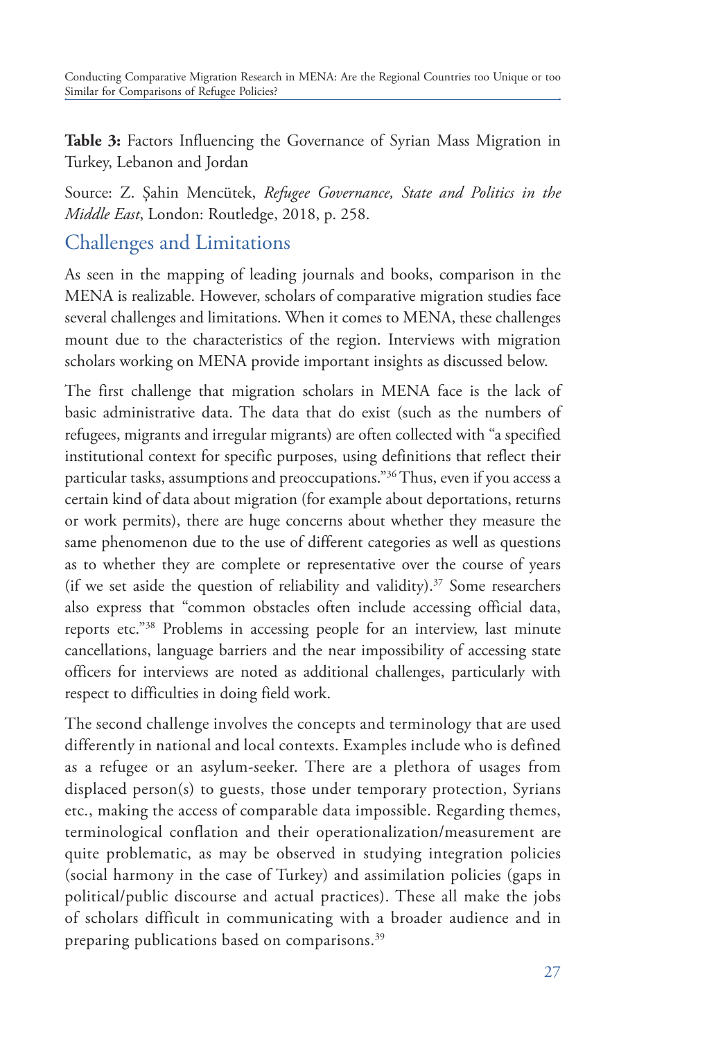**Table 3:** Factors Influencing the Governance of Syrian Mass Migration in Turkey, Lebanon and Jordan

Source: Z. Şahin Mencütek, *Refugee Governance, State and Politics in the Middle East*, London: Routledge, 2018, p. 258.

## Challenges and Limitations

As seen in the mapping of leading journals and books, comparison in the MENA is realizable. However, scholars of comparative migration studies face several challenges and limitations. When it comes to MENA, these challenges mount due to the characteristics of the region. Interviews with migration scholars working on MENA provide important insights as discussed below.

The first challenge that migration scholars in MENA face is the lack of basic administrative data. The data that do exist (such as the numbers of refugees, migrants and irregular migrants) are often collected with "a specified institutional context for specific purposes, using definitions that reflect their particular tasks, assumptions and preoccupations."[36] Thus, even if you access a certain kind of data about migration (for example about deportations, returns or work permits), there are huge concerns about whether they measure the same phenomenon due to the use of different categories as well as questions as to whether they are complete or representative over the course of years (if we set aside the question of reliability and validity).[37] Some researchers also express that "common obstacles often include accessing official data, reports etc."[38] Problems in accessing people for an interview, last minute cancellations, language barriers and the near impossibility of accessing state officers for interviews are noted as additional challenges, particularly with respect to difficulties in doing field work.

The second challenge involves the concepts and terminology that are used differently in national and local contexts. Examples include who is defined as a refugee or an asylum-seeker. There are a plethora of usages from displaced person(s) to guests, those under temporary protection, Syrians etc., making the access of comparable data impossible. Regarding themes, terminological conflation and their operationalization/measurement are quite problematic, as may be observed in studying integration policies (social harmony in the case of Turkey) and assimilation policies (gaps in political/public discourse and actual practices). These all make the jobs of scholars difficult in communicating with a broader audience and in preparing publications based on comparisons.[39]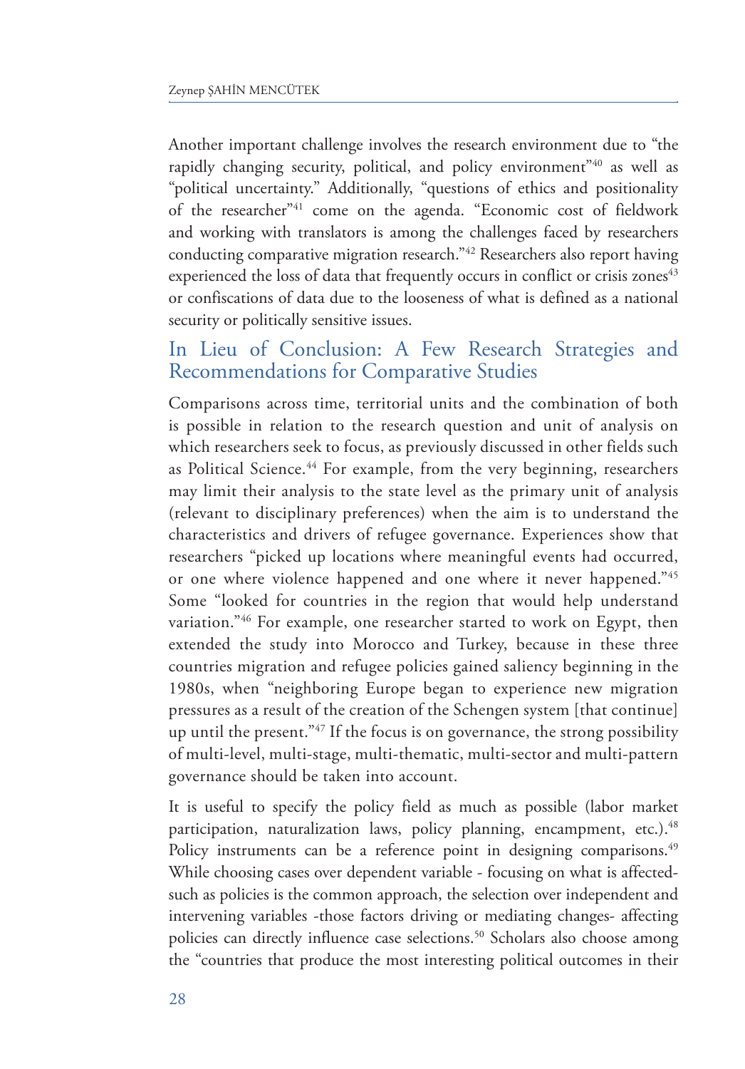Another important challenge involves the research environment due to "the rapidly changing security, political, and policy environment"[40] as well as "political uncertainty." Additionally, "questions of ethics and positionality of the researcher"[41] come on the agenda. "Economic cost of fieldwork and working with translators is among the challenges faced by researchers conducting comparative migration research."[42] Researchers also report having experienced the loss of data that frequently occurs in conflict or crisis zones[43] or confiscations of data due to the looseness of what is defined as a national security or politically sensitive issues.

## In Lieu of Conclusion: A Few Research Strategies and Recommendations for Comparative Studies

Comparisons across time, territorial units and the combination of both is possible in relation to the research question and unit of analysis on which researchers seek to focus, as previously discussed in other fields such as Political Science.[44] For example, from the very beginning, researchers may limit their analysis to the state level as the primary unit of analysis (relevant to disciplinary preferences) when the aim is to understand the characteristics and drivers of refugee governance. Experiences show that researchers "picked up locations where meaningful events had occurred, or one where violence happened and one where it never happened."[45] Some "looked for countries in the region that would help understand variation."[46] For example, one researcher started to work on Egypt, then extended the study into Morocco and Turkey, because in these three countries migration and refugee policies gained saliency beginning in the 1980s, when "neighboring Europe began to experience new migration pressures as a result of the creation of the Schengen system [that continue] up until the present."[47] If the focus is on governance, the strong possibility of multi-level, multi-stage, multi-thematic, multi-sector and multi-pattern governance should be taken into account.

It is useful to specify the policy field as much as possible (labor market participation, naturalization laws, policy planning, encampment, etc.).[48] Policy instruments can be a reference point in designing comparisons.[49] While choosing cases over dependent variable - focusing on what is affected- such as policies is the common approach, the selection over independent and intervening variables -those factors driving or mediating changes- affecting policies can directly influence case selections.[50] Scholars also choose among the "countries that produce the most interesting political outcomes in their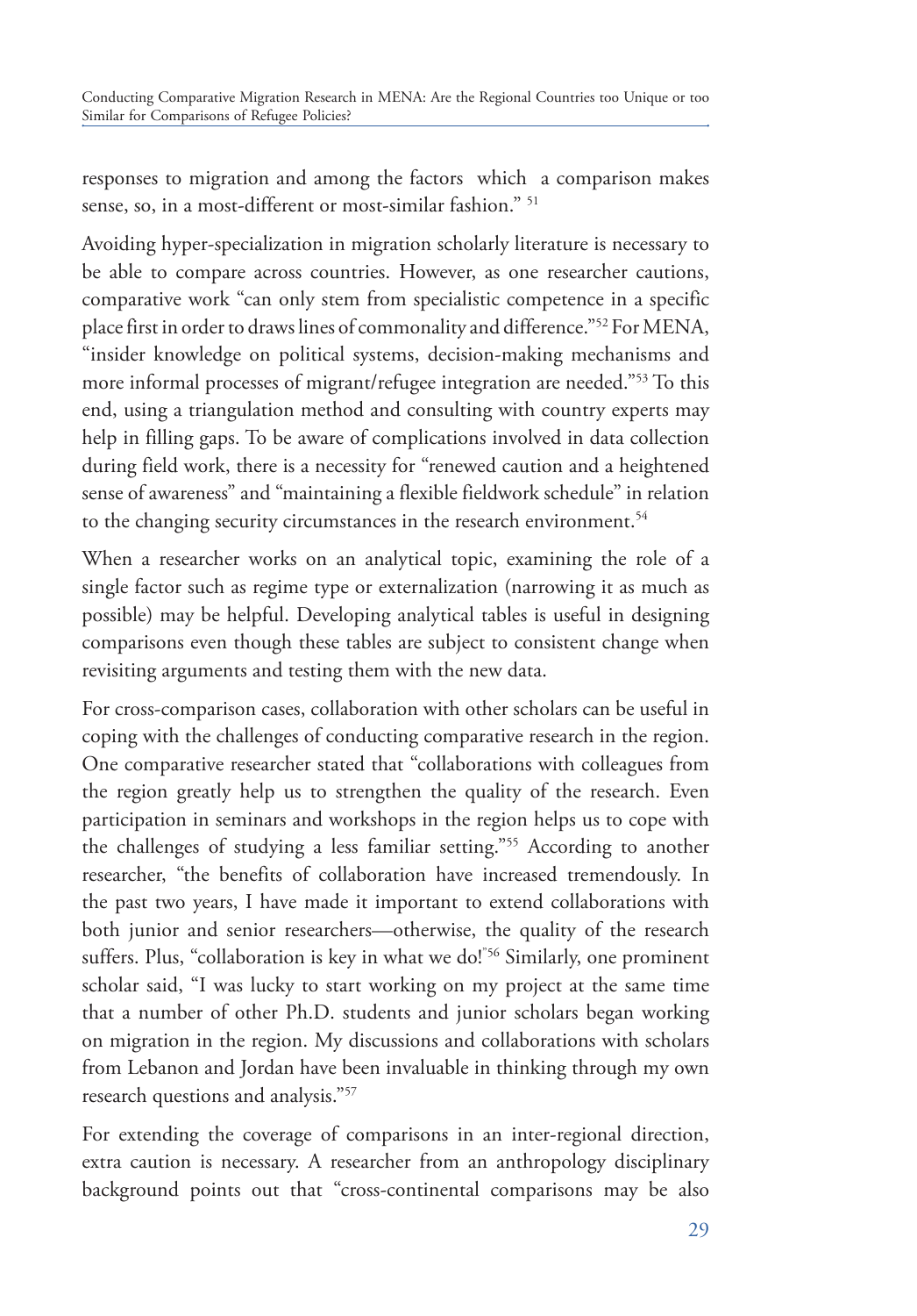responses to migration and among the factors which a comparison makes sense, so, in a most-different or most-similar fashion." [51]

Avoiding hyper-specialization in migration scholarly literature is necessary to be able to compare across countries. However, as one researcher cautions, comparative work "can only stem from specialistic competence in a specific place first in order to draws lines of commonality and difference."[52] For MENA, "insider knowledge on political systems, decision-making mechanisms and more informal processes of migrant/refugee integration are needed."[53] To this end, using a triangulation method and consulting with country experts may help in filling gaps. To be aware of complications involved in data collection during field work, there is a necessity for "renewed caution and a heightened sense of awareness" and "maintaining a flexible fieldwork schedule" in relation to the changing security circumstances in the research environment.[54]

When a researcher works on an analytical topic, examining the role of a single factor such as regime type or externalization (narrowing it as much as possible) may be helpful. Developing analytical tables is useful in designing comparisons even though these tables are subject to consistent change when revisiting arguments and testing them with the new data.

For cross-comparison cases, collaboration with other scholars can be useful in coping with the challenges of conducting comparative research in the region. One comparative researcher stated that "collaborations with colleagues from the region greatly help us to strengthen the quality of the research. Even participation in seminars and workshops in the region helps us to cope with the challenges of studying a less familiar setting."[55] According to another researcher, "the benefits of collaboration have increased tremendously. In the past two years, I have made it important to extend collaborations with both junior and senior researchers—otherwise, the quality of the research suffers. Plus, "collaboration is key in what we do!"[56] Similarly, one prominent scholar said, "I was lucky to start working on my project at the same time that a number of other Ph.D. students and junior scholars began working on migration in the region. My discussions and collaborations with scholars from Lebanon and Jordan have been invaluable in thinking through my own research questions and analysis."[57]

For extending the coverage of comparisons in an inter-regional direction, extra caution is necessary. A researcher from an anthropology disciplinary background points out that "cross-continental comparisons may be also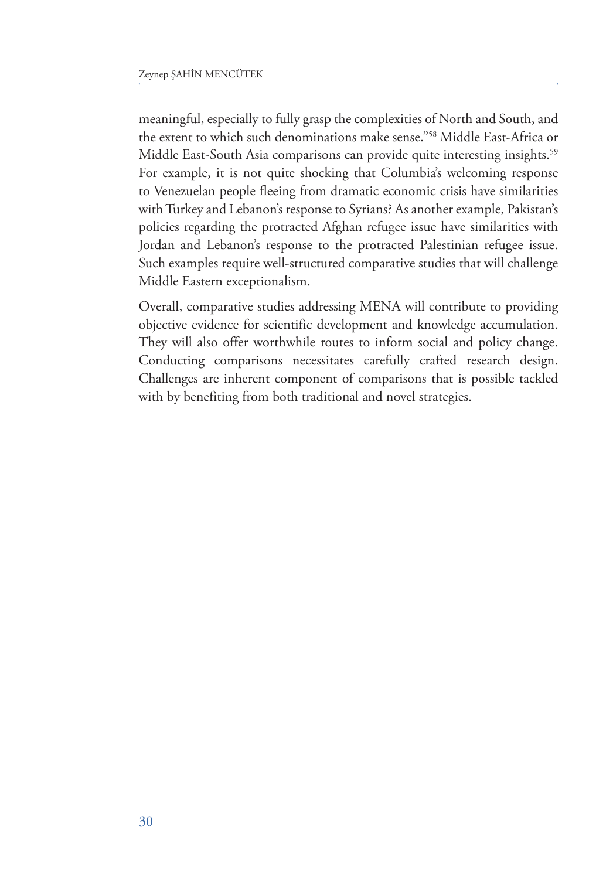meaningful, especially to fully grasp the complexities of North and South, and the extent to which such denominations make sense."[58] Middle East-Africa or Middle East-South Asia comparisons can provide quite interesting insights.[59] For example, it is not quite shocking that Columbia's welcoming response to Venezuelan people fleeing from dramatic economic crisis have similarities with Turkey and Lebanon's response to Syrians? As another example, Pakistan's policies regarding the protracted Afghan refugee issue have similarities with Jordan and Lebanon's response to the protracted Palestinian refugee issue. Such examples require well-structured comparative studies that will challenge Middle Eastern exceptionalism.

Overall, comparative studies addressing MENA will contribute to providing objective evidence for scientific development and knowledge accumulation. They will also offer worthwhile routes to inform social and policy change. Conducting comparisons necessitates carefully crafted research design. Challenges are inherent component of comparisons that is possible tackled with by benefiting from both traditional and novel strategies.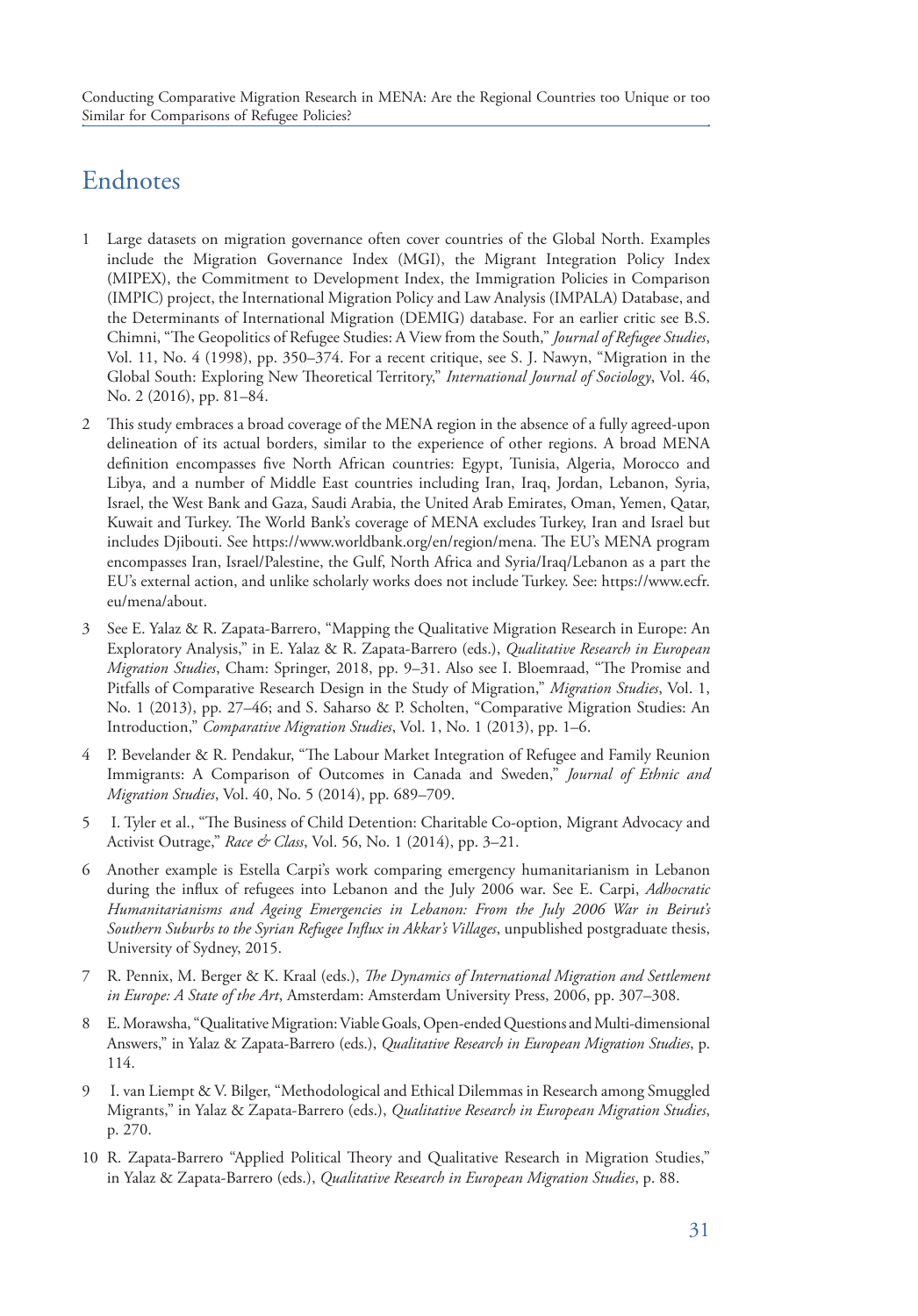# Endnotes

1. Large datasets on migration governance often cover countries of the Global North. Examples include the Migration Governance Index (MGI), the Migrant Integration Policy Index (MIPEX), the Commitment to Development Index, the Immigration Policies in Comparison (IMPIC) project, the International Migration Policy and Law Analysis (IMPALA) Database, and the Determinants of International Migration (DEMIG) database. For an earlier critic see B.S. Chimni, "The Geopolitics of Refugee Studies: A View from the South," *Journal of Refugee Studies*, Vol. 11, No. 4 (1998), pp. 350–374. For a recent critique, see S. J. Nawyn, "Migration in the Global South: Exploring New Theoretical Territory," *International Journal of Sociology*, Vol. 46, No. 2 (2016), pp. 81–84.

2. This study embraces a broad coverage of the MENA region in the absence of a fully agreed-upon delineation of its actual borders, similar to the experience of other regions. A broad MENA definition encompasses five North African countries: Egypt, Tunisia, Algeria, Morocco and Libya, and a number of Middle East countries including Iran, Iraq, Jordan, Lebanon, Syria, Israel, the West Bank and Gaza, Saudi Arabia, the United Arab Emirates, Oman, Yemen, Qatar, Kuwait and Turkey. The World Bank's coverage of MENA excludes Turkey, Iran and Israel but includes Djibouti. See https://www.worldbank.org/en/region/mena. The EU's MENA program encompasses Iran, Israel/Palestine, the Gulf, North Africa and Syria/Iraq/Lebanon as a part the EU's external action, and unlike scholarly works does not include Turkey. See: https://www.ecfr.eu/mena/about.

3. See E. Yalaz & R. Zapata-Barrero, "Mapping the Qualitative Migration Research in Europe: An Exploratory Analysis," in E. Yalaz & R. Zapata-Barrero (eds.), *Qualitative Research in European Migration Studies*, Cham: Springer, 2018, pp. 9–31. Also see I. Bloemraad, "The Promise and Pitfalls of Comparative Research Design in the Study of Migration," *Migration Studies*, Vol. 1, No. 1 (2013), pp. 27–46; and S. Saharso & P. Scholten, "Comparative Migration Studies: An Introduction," *Comparative Migration Studies*, Vol. 1, No. 1 (2013), pp. 1–6.

4. P. Bevelander & R. Pendakur, "The Labour Market Integration of Refugee and Family Reunion Immigrants: A Comparison of Outcomes in Canada and Sweden," *Journal of Ethnic and Migration Studies*, Vol. 40, No. 5 (2014), pp. 689–709.

5. I. Tyler et al., "The Business of Child Detention: Charitable Co-option, Migrant Advocacy and Activist Outrage," *Race & Class*, Vol. 56, No. 1 (2014), pp. 3–21.

6. Another example is Estella Carpi's work comparing emergency humanitarianism in Lebanon during the influx of refugees into Lebanon and the July 2006 war. See E. Carpi, *Adhocratic Humanitarianisms and Ageing Emergencies in Lebanon: From the July 2006 War in Beirut's Southern Suburbs to the Syrian Refugee Influx in Akkar's Villages*, unpublished postgraduate thesis, University of Sydney, 2015.

7. R. Pennix, M. Berger & K. Kraal (eds.), *The Dynamics of International Migration and Settlement in Europe: A State of the Art*, Amsterdam: Amsterdam University Press, 2006, pp. 307–308.

8. E. Morawsha, "Qualitative Migration: Viable Goals, Open-ended Questions and Multi-dimensional Answers," in Yalaz & Zapata-Barrero (eds.), *Qualitative Research in European Migration Studies*, p. 114.

9. I. van Liempt & V. Bilger, "Methodological and Ethical Dilemmas in Research among Smuggled Migrants," in Yalaz & Zapata-Barrero (eds.), *Qualitative Research in European Migration Studies*, p. 270.

10. R. Zapata-Barrero "Applied Political Theory and Qualitative Research in Migration Studies," in Yalaz & Zapata-Barrero (eds.), *Qualitative Research in European Migration Studies*, p. 88.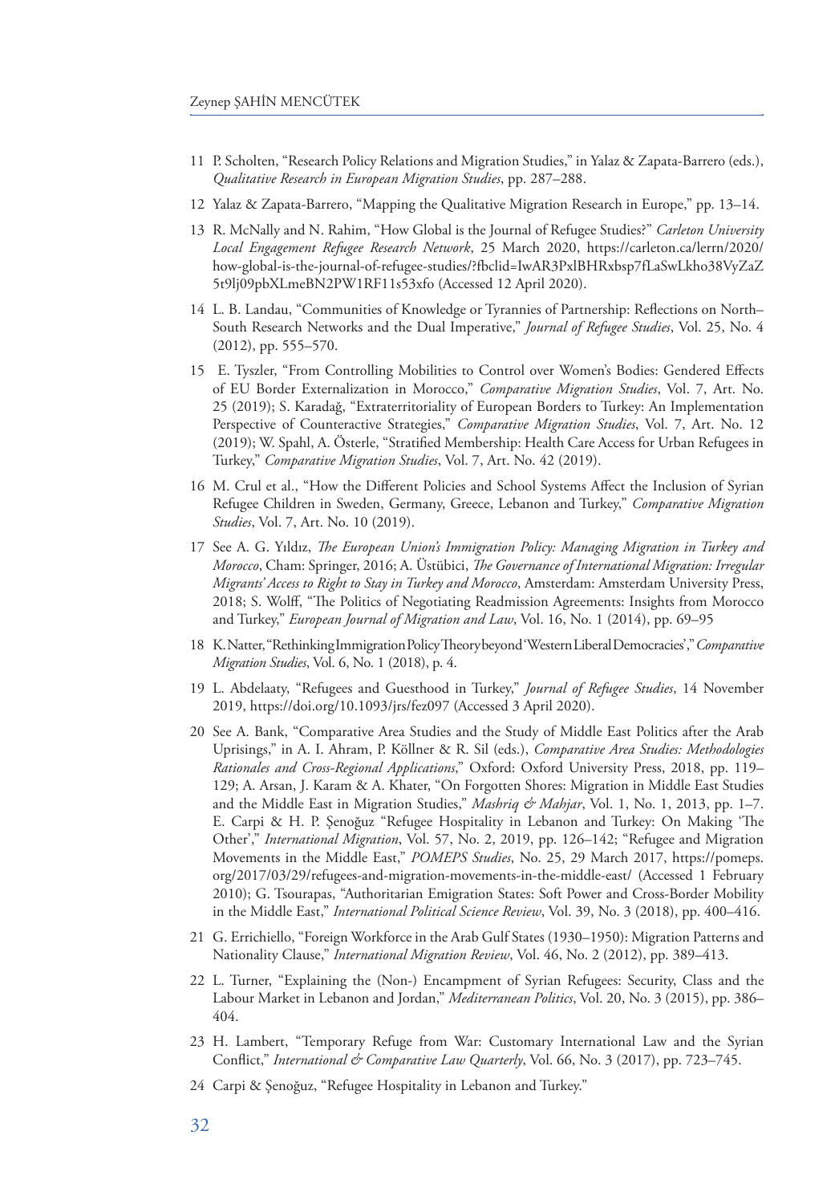11 P. Scholten, "Research Policy Relations and Migration Studies," in Yalaz & Zapata-Barrero (eds.), *Qualitative Research in European Migration Studies*, pp. 287–288.

12 Yalaz & Zapata-Barrero, "Mapping the Qualitative Migration Research in Europe," pp. 13–14.

13 R. McNally and N. Rahim, "How Global is the Journal of Refugee Studies?" *Carleton University Local Engagement Refugee Research Network*, 25 March 2020, https://carleton.ca/lerrn/2020/how-global-is-the-journal-of-refugee-studies/?fbclid=IwAR3PxlBHRxbsp7fLaSwLkho38VyZaZ5t9lj09pbXLmeBN2PW1RF11s53xfo (Accessed 12 April 2020).

14 L. B. Landau, "Communities of Knowledge or Tyrannies of Partnership: Reflections on North–South Research Networks and the Dual Imperative," *Journal of Refugee Studies*, Vol. 25, No. 4 (2012), pp. 555–570.

15 E. Tyszler, "From Controlling Mobilities to Control over Women's Bodies: Gendered Effects of EU Border Externalization in Morocco," *Comparative Migration Studies*, Vol. 7, Art. No. 25 (2019); S. Karadağ, "Extraterritoriality of European Borders to Turkey: An Implementation Perspective of Counteractive Strategies," *Comparative Migration Studies*, Vol. 7, Art. No. 12 (2019); W. Spahl, A. Österle, "Stratified Membership: Health Care Access for Urban Refugees in Turkey," *Comparative Migration Studies*, Vol. 7, Art. No. 42 (2019).

16 M. Crul et al., "How the Different Policies and School Systems Affect the Inclusion of Syrian Refugee Children in Sweden, Germany, Greece, Lebanon and Turkey," *Comparative Migration Studies*, Vol. 7, Art. No. 10 (2019).

17 See A. G. Yıldız, *The European Union's Immigration Policy: Managing Migration in Turkey and Morocco*, Cham: Springer, 2016; A. Üstübici, *The Governance of International Migration: Irregular Migrants' Access to Right to Stay in Turkey and Morocco*, Amsterdam: Amsterdam University Press, 2018; S. Wolff, "The Politics of Negotiating Readmission Agreements: Insights from Morocco and Turkey," *European Journal of Migration and Law*, Vol. 16, No. 1 (2014), pp. 69–95

18 K. Natter, "Rethinking Immigration Policy Theory beyond 'Western Liberal Democracies'," *Comparative Migration Studies*, Vol. 6, No. 1 (2018), p. 4.

19 L. Abdelaaty, "Refugees and Guesthood in Turkey," *Journal of Refugee Studies*, 14 November 2019, https://doi.org/10.1093/jrs/fez097 (Accessed 3 April 2020).

20 See A. Bank, "Comparative Area Studies and the Study of Middle East Politics after the Arab Uprisings," in A. I. Ahram, P. Köllner & R. Sil (eds.), *Comparative Area Studies: Methodologies Rationales and Cross-Regional Applications*," Oxford: Oxford University Press, 2018, pp. 119–129; A. Arsan, J. Karam & A. Khater, "On Forgotten Shores: Migration in Middle East Studies and the Middle East in Migration Studies," *Mashriq & Mahjar*, Vol. 1, No. 1, 2013, pp. 1–7. E. Carpi & H. P. Şenoğuz "Refugee Hospitality in Lebanon and Turkey: On Making 'The Other'," *International Migration*, Vol. 57, No. 2, 2019, pp. 126–142; "Refugee and Migration Movements in the Middle East," *POMEPS Studies*, No. 25, 29 March 2017, https://pomeps.org/2017/03/29/refugees-and-migration-movements-in-the-middle-east/ (Accessed 1 February 2010); G. Tsourapas, "Authoritarian Emigration States: Soft Power and Cross-Border Mobility in the Middle East," *International Political Science Review*, Vol. 39, No. 3 (2018), pp. 400–416.

21 G. Errichiello, "Foreign Workforce in the Arab Gulf States (1930–1950): Migration Patterns and Nationality Clause," *International Migration Review*, Vol. 46, No. 2 (2012), pp. 389–413.

22 L. Turner, "Explaining the (Non-) Encampment of Syrian Refugees: Security, Class and the Labour Market in Lebanon and Jordan," *Mediterranean Politics*, Vol. 20, No. 3 (2015), pp. 386–404.

23 H. Lambert, "Temporary Refuge from War: Customary International Law and the Syrian Conflict," *International & Comparative Law Quarterly*, Vol. 66, No. 3 (2017), pp. 723–745.

24 Carpi & Şenoğuz, "Refugee Hospitality in Lebanon and Turkey."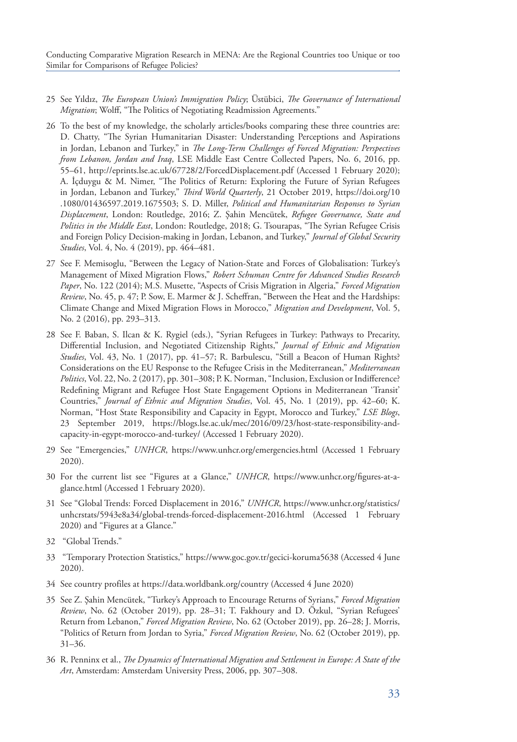25 See Yıldız, *The European Union's Immigration Policy*; Üstübici, *The Governance of International Migration*; Wolff, "The Politics of Negotiating Readmission Agreements."

26 To the best of my knowledge, the scholarly articles/books comparing these three countries are: D. Chatty, "The Syrian Humanitarian Disaster: Understanding Perceptions and Aspirations in Jordan, Lebanon and Turkey," in *The Long-Term Challenges of Forced Migration: Perspectives from Lebanon, Jordan and Iraq*, LSE Middle East Centre Collected Papers, No. 6, 2016, pp. 55–61, http://eprints.lse.ac.uk/67728/2/ForcedDisplacement.pdf (Accessed 1 February 2020); A. İçduygu & M. Nimer, "The Politics of Return: Exploring the Future of Syrian Refugees in Jordan, Lebanon and Turkey," *Third World Quarterly*, 21 October 2019, https://doi.org/10.1080/01436597.2019.1675503; S. D. Miller, *Political and Humanitarian Responses to Syrian Displacement*, London: Routledge, 2016; Z. Şahin Mencütek, *Refugee Governance, State and Politics in the Middle East*, London: Routledge, 2018; G. Tsourapas, "The Syrian Refugee Crisis and Foreign Policy Decision-making in Jordan, Lebanon, and Turkey," *Journal of Global Security Studies*, Vol. 4, No. 4 (2019), pp. 464–481.

27 See F. Memisoglu, "Between the Legacy of Nation-State and Forces of Globalisation: Turkey's Management of Mixed Migration Flows," *Robert Schuman Centre for Advanced Studies Research Paper*, No. 122 (2014); M.S. Musette, "Aspects of Crisis Migration in Algeria," *Forced Migration Review*, No. 45, p. 47; P. Sow, E. Marmer & J. Scheffran, "Between the Heat and the Hardships: Climate Change and Mixed Migration Flows in Morocco," *Migration and Development*, Vol. 5, No. 2 (2016), pp. 293–313.

28 See F. Baban, S. Ilcan & K. Rygiel (eds.), "Syrian Refugees in Turkey: Pathways to Precarity, Differential Inclusion, and Negotiated Citizenship Rights," *Journal of Ethnic and Migration Studies*, Vol. 43, No. 1 (2017), pp. 41–57; R. Barbulescu, "Still a Beacon of Human Rights? Considerations on the EU Response to the Refugee Crisis in the Mediterranean," *Mediterranean Politics*, Vol. 22, No. 2 (2017), pp. 301–308; P. K. Norman, "Inclusion, Exclusion or Indifference? Redefining Migrant and Refugee Host State Engagement Options in Mediterranean 'Transit' Countries," *Journal of Ethnic and Migration Studies*, Vol. 45, No. 1 (2019), pp. 42–60; K. Norman, "Host State Responsibility and Capacity in Egypt, Morocco and Turkey," *LSE Blogs*, 23 September 2019, https://blogs.lse.ac.uk/mec/2016/09/23/host-state-responsibility-and-capacity-in-egypt-morocco-and-turkey/ (Accessed 1 February 2020).

29 See "Emergencies," *UNHCR*, https://www.unhcr.org/emergencies.html (Accessed 1 February 2020).

30 For the current list see "Figures at a Glance," *UNHCR*, https://www.unhcr.org/figures-at-a-glance.html (Accessed 1 February 2020).

31 See "Global Trends: Forced Displacement in 2016," *UNHCR*, https://www.unhcr.org/statistics/unhcrstats/5943e8a34/global-trends-forced-displacement-2016.html (Accessed 1 February 2020) and "Figures at a Glance."

32 "Global Trends."

33 "Temporary Protection Statistics," https://www.goc.gov.tr/gecici-koruma5638 (Accessed 4 June 2020).

34 See country profiles at https://data.worldbank.org/country (Accessed 4 June 2020)

35 See Z. Şahin Mencütek, "Turkey's Approach to Encourage Returns of Syrians," *Forced Migration Review*, No. 62 (October 2019), pp. 28–31; T. Fakhoury and D. Özkul, "Syrian Refugees' Return from Lebanon," *Forced Migration Review*, No. 62 (October 2019), pp. 26–28; J. Morris, "Politics of Return from Jordan to Syria," *Forced Migration Review*, No. 62 (October 2019), pp. 31–36.

36 R. Penninx et al., *The Dynamics of International Migration and Settlement in Europe: A State of the Art*, Amsterdam: Amsterdam University Press, 2006, pp. 307–308.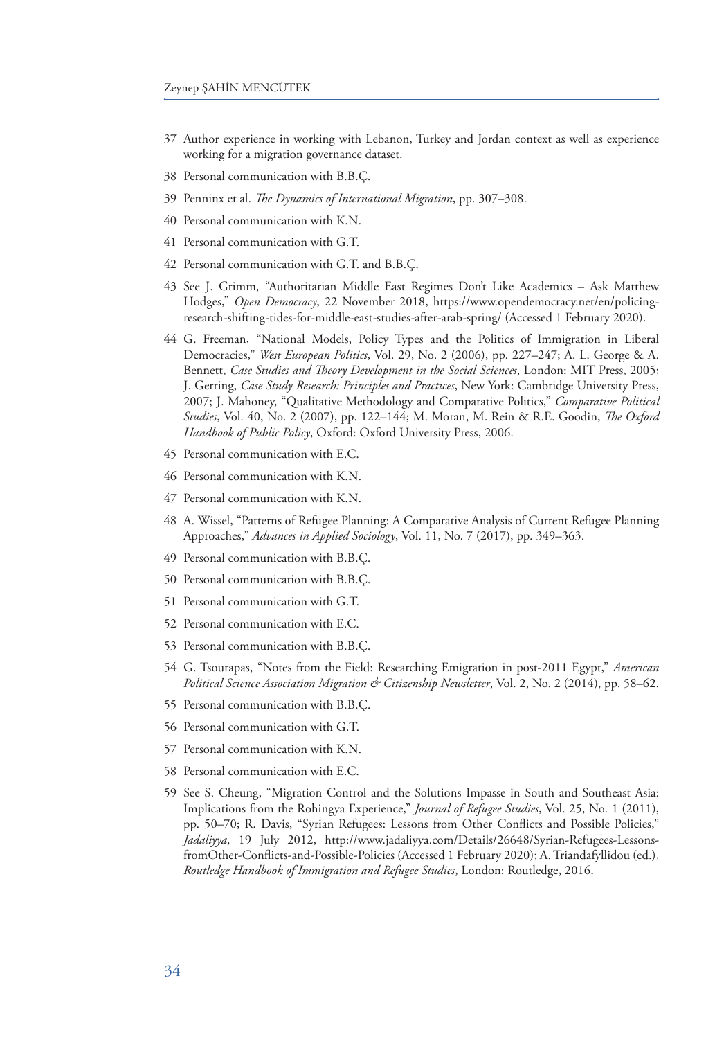37 Author experience in working with Lebanon, Turkey and Jordan context as well as experience working for a migration governance dataset.

38 Personal communication with B.B.Ç.

39 Penninx et al. *The Dynamics of International Migration*, pp. 307–308.

40 Personal communication with K.N.

41 Personal communication with G.T.

42 Personal communication with G.T. and B.B.Ç.

43 See J. Grimm, "Authoritarian Middle East Regimes Don't Like Academics – Ask Matthew Hodges," *Open Democracy*, 22 November 2018, https://www.opendemocracy.net/en/policing-research-shifting-tides-for-middle-east-studies-after-arab-spring/ (Accessed 1 February 2020).

44 G. Freeman, "National Models, Policy Types and the Politics of Immigration in Liberal Democracies," *West European Politics*, Vol. 29, No. 2 (2006), pp. 227–247; A. L. George & A. Bennett, *Case Studies and Theory Development in the Social Sciences*, London: MIT Press, 2005; J. Gerring, *Case Study Research: Principles and Practices*, New York: Cambridge University Press, 2007; J. Mahoney, "Qualitative Methodology and Comparative Politics," *Comparative Political Studies*, Vol. 40, No. 2 (2007), pp. 122–144; M. Moran, M. Rein & R.E. Goodin, *The Oxford Handbook of Public Policy*, Oxford: Oxford University Press, 2006.

45 Personal communication with E.C.

46 Personal communication with K.N.

47 Personal communication with K.N.

48 A. Wissel, "Patterns of Refugee Planning: A Comparative Analysis of Current Refugee Planning Approaches," *Advances in Applied Sociology*, Vol. 11, No. 7 (2017), pp. 349–363.

49 Personal communication with B.B.Ç.

50 Personal communication with B.B.Ç.

51 Personal communication with G.T.

52 Personal communication with E.C.

53 Personal communication with B.B.Ç.

54 G. Tsourapas, "Notes from the Field: Researching Emigration in post-2011 Egypt," *American Political Science Association Migration & Citizenship Newsletter*, Vol. 2, No. 2 (2014), pp. 58–62.

55 Personal communication with B.B.Ç.

56 Personal communication with G.T.

57 Personal communication with K.N.

58 Personal communication with E.C.

59 See S. Cheung, "Migration Control and the Solutions Impasse in South and Southeast Asia: Implications from the Rohingya Experience," *Journal of Refugee Studies*, Vol. 25, No. 1 (2011), pp. 50–70; R. Davis, "Syrian Refugees: Lessons from Other Conflicts and Possible Policies," *Jadaliyya*, 19 July 2012, http://www.jadaliyya.com/Details/26648/Syrian-Refugees-Lessons-fromOther-Conflicts-and-Possible-Policies (Accessed 1 February 2020); A. Triandafyllidou (ed.), *Routledge Handbook of Immigration and Refugee Studies*, London: Routledge, 2016.